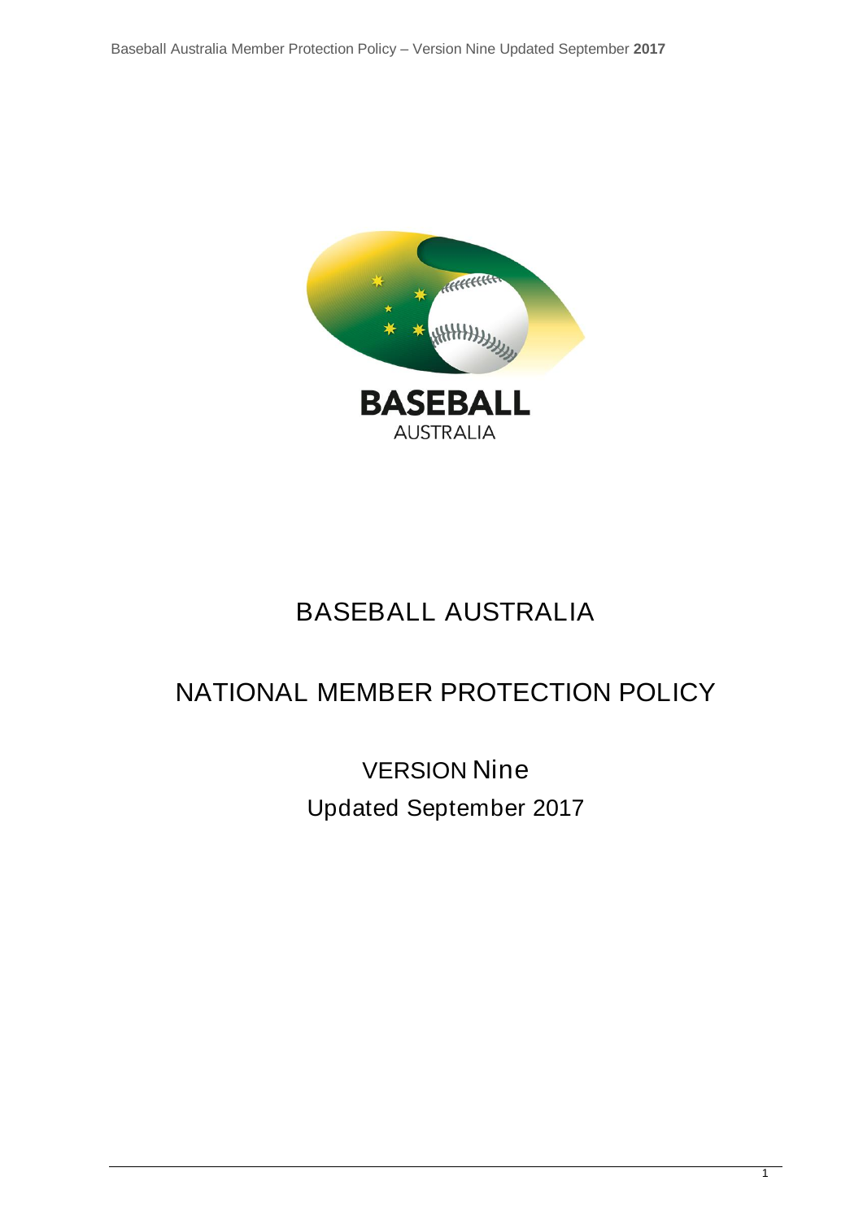BASEBALL AUSTRALIA

# BASEBALL AUSTRALIA

# NATIONAL MEMBER PROTECTION POLICY

## VERSION Nine

## Updated September 2017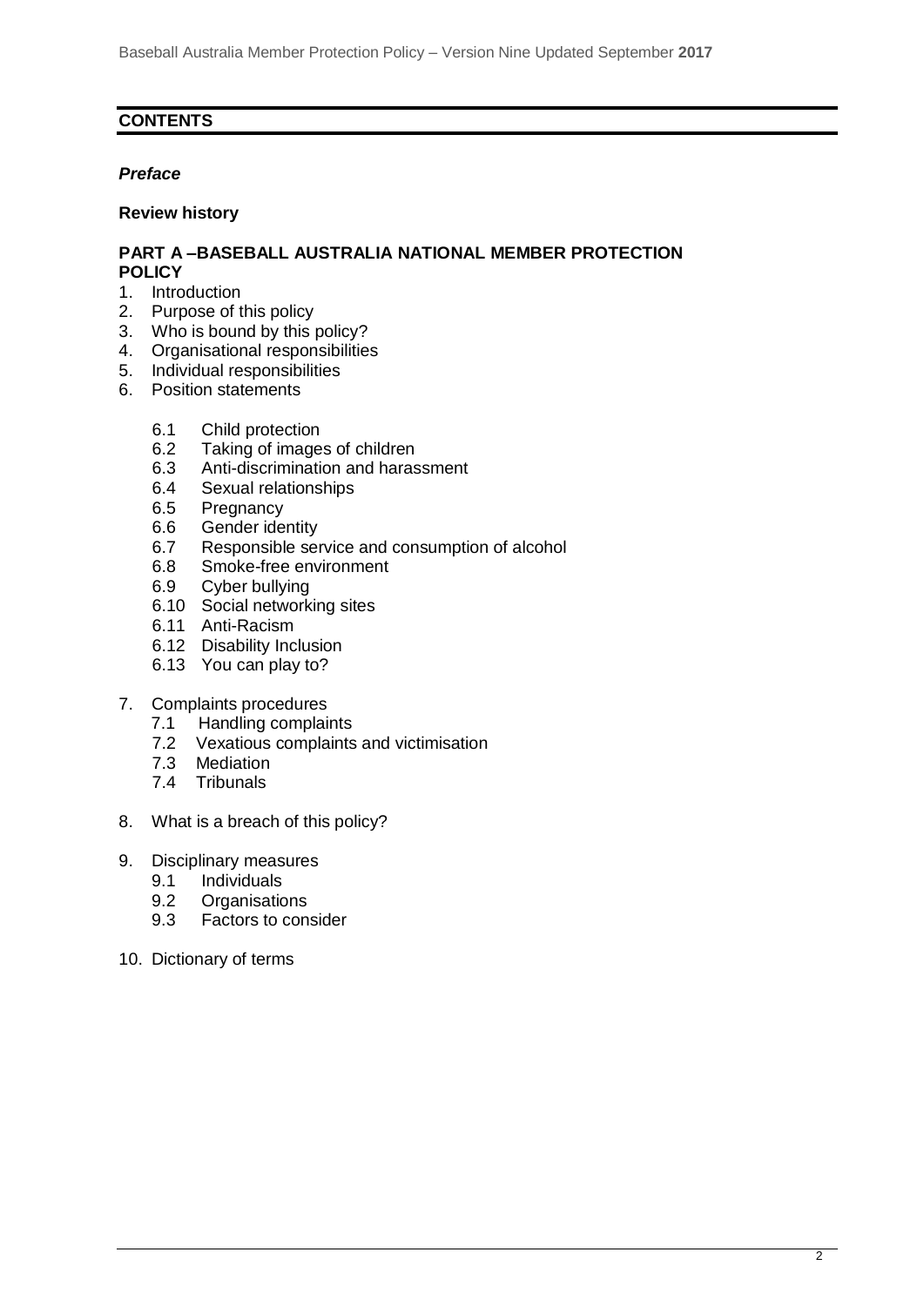## CONTENTS

***Preface***

**Review history**

**PART A –BASEBALL AUSTRALIA NATIONAL MEMBER PROTECTION POLICY**

1. Introduction
2. Purpose of this policy
3. Who is bound by this policy?
4. Organisational responsibilities
5. Individual responsibilities
6. Position statements
   - 6.1 Child protection
   - 6.2 Taking of images of children
   - 6.3 Anti-discrimination and harassment
   - 6.4 Sexual relationships
   - 6.5 Pregnancy
   - 6.6 Gender identity
   - 6.7 Responsible service and consumption of alcohol
   - 6.8 Smoke-free environment
   - 6.9 Cyber bullying
   - 6.10 Social networking sites
   - 6.11 Anti-Racism
   - 6.12 Disability Inclusion
   - 6.13 You can play to?
7. Complaints procedures
   - 7.1 Handling complaints
   - 7.2 Vexatious complaints and victimisation
   - 7.3 Mediation
   - 7.4 Tribunals
8. What is a breach of this policy?
9. Disciplinary measures
   - 9.1 Individuals
   - 9.2 Organisations
   - 9.3 Factors to consider
10. Dictionary of terms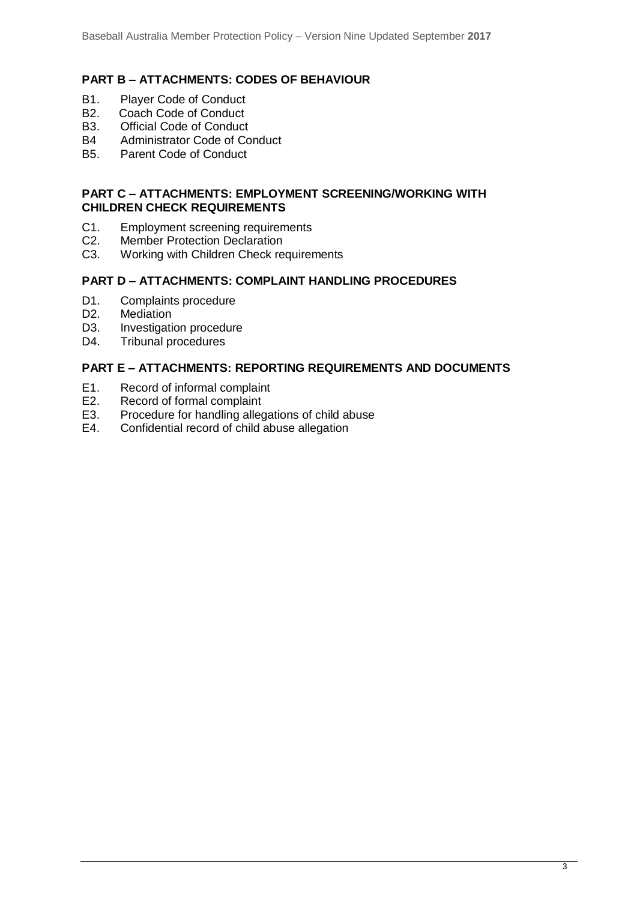## PART B – ATTACHMENTS: CODES OF BEHAVIOUR

B1. Player Code of Conduct
B2. Coach Code of Conduct
B3. Official Code of Conduct
B4 Administrator Code of Conduct
B5. Parent Code of Conduct

## PART C – ATTACHMENTS: EMPLOYMENT SCREENING/WORKING WITH CHILDREN CHECK REQUIREMENTS

C1. Employment screening requirements
C2. Member Protection Declaration
C3. Working with Children Check requirements

## PART D – ATTACHMENTS: COMPLAINT HANDLING PROCEDURES

D1. Complaints procedure
D2. Mediation
D3. Investigation procedure
D4. Tribunal procedures

## PART E – ATTACHMENTS: REPORTING REQUIREMENTS AND DOCUMENTS

E1. Record of informal complaint
E2. Record of formal complaint
E3. Procedure for handling allegations of child abuse
E4. Confidential record of child abuse allegation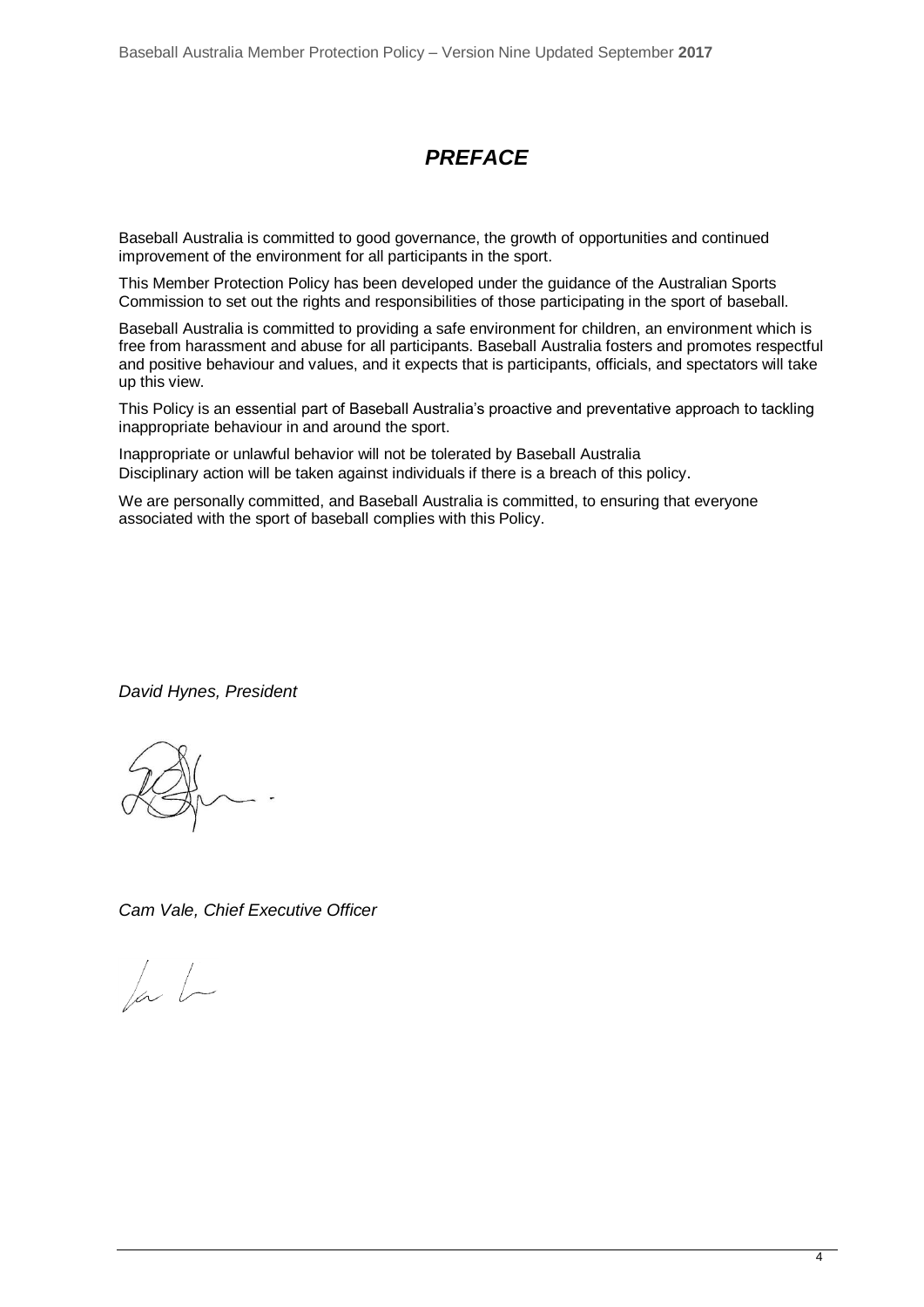# *PREFACE*

Baseball Australia is committed to good governance, the growth of opportunities and continued improvement of the environment for all participants in the sport.

This Member Protection Policy has been developed under the guidance of the Australian Sports Commission to set out the rights and responsibilities of those participating in the sport of baseball.

Baseball Australia is committed to providing a safe environment for children, an environment which is free from harassment and abuse for all participants. Baseball Australia fosters and promotes respectful and positive behaviour and values, and it expects that is participants, officials, and spectators will take up this view.

This Policy is an essential part of Baseball Australia's proactive and preventative approach to tackling inappropriate behaviour in and around the sport.

Inappropriate or unlawful behavior will not be tolerated by Baseball Australia
Disciplinary action will be taken against individuals if there is a breach of this policy.

We are personally committed, and Baseball Australia is committed, to ensuring that everyone associated with the sport of baseball complies with this Policy.

*David Hynes, President*

*Cam Vale, Chief Executive Officer*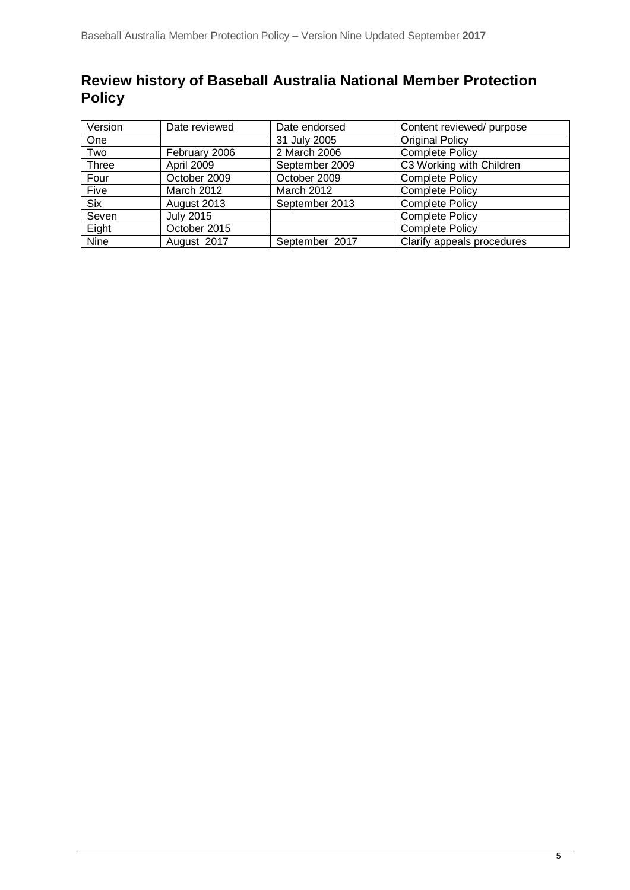## Review history of Baseball Australia National Member Protection Policy

| Version | Date reviewed | Date endorsed | Content reviewed/ purpose |
|---|---|---|---|
| One | | 31 July 2005 | Original Policy |
| Two | February 2006 | 2 March 2006 | Complete Policy |
| Three | April 2009 | September 2009 | C3 Working with Children |
| Four | October 2009 | October 2009 | Complete Policy |
| Five | March 2012 | March 2012 | Complete Policy |
| Six | August 2013 | September 2013 | Complete Policy |
| Seven | July 2015 | | Complete Policy |
| Eight | October 2015 | | Complete Policy |
| Nine | August 2017 | September 2017 | Clarify appeals procedures |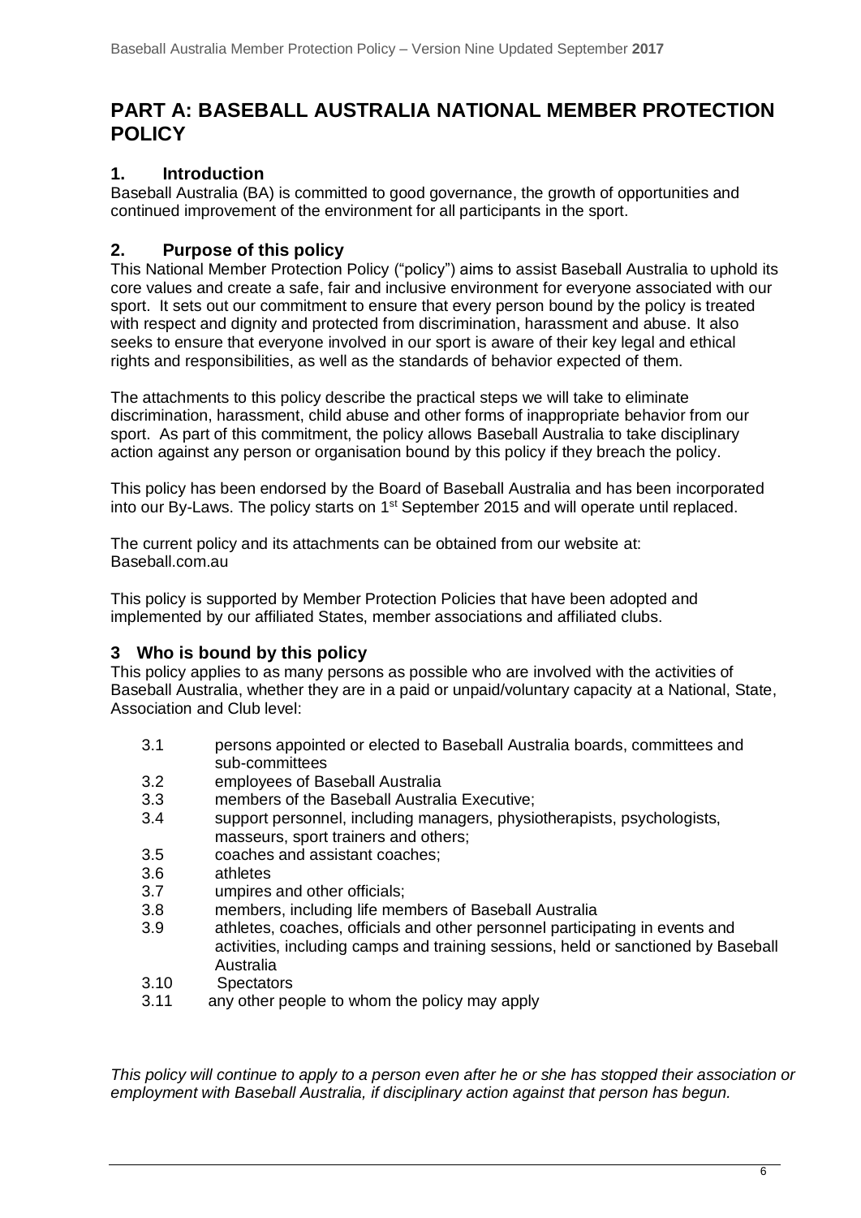# PART A: BASEBALL AUSTRALIA NATIONAL MEMBER PROTECTION POLICY

## 1. Introduction

Baseball Australia (BA) is committed to good governance, the growth of opportunities and continued improvement of the environment for all participants in the sport.

## 2. Purpose of this policy

This National Member Protection Policy ("policy") aims to assist Baseball Australia to uphold its core values and create a safe, fair and inclusive environment for everyone associated with our sport. It sets out our commitment to ensure that every person bound by the policy is treated with respect and dignity and protected from discrimination, harassment and abuse. It also seeks to ensure that everyone involved in our sport is aware of their key legal and ethical rights and responsibilities, as well as the standards of behavior expected of them.

The attachments to this policy describe the practical steps we will take to eliminate discrimination, harassment, child abuse and other forms of inappropriate behavior from our sport. As part of this commitment, the policy allows Baseball Australia to take disciplinary action against any person or organisation bound by this policy if they breach the policy.

This policy has been endorsed by the Board of Baseball Australia and has been incorporated into our By-Laws. The policy starts on 1st September 2015 and will operate until replaced.

The current policy and its attachments can be obtained from our website at: Baseball.com.au

This policy is supported by Member Protection Policies that have been adopted and implemented by our affiliated States, member associations and affiliated clubs.

## 3 Who is bound by this policy

This policy applies to as many persons as possible who are involved with the activities of Baseball Australia, whether they are in a paid or unpaid/voluntary capacity at a National, State, Association and Club level:

3.1 persons appointed or elected to Baseball Australia boards, committees and sub-committees
3.2 employees of Baseball Australia
3.3 members of the Baseball Australia Executive;
3.4 support personnel, including managers, physiotherapists, psychologists, masseurs, sport trainers and others;
3.5 coaches and assistant coaches;
3.6 athletes
3.7 umpires and other officials;
3.8 members, including life members of Baseball Australia
3.9 athletes, coaches, officials and other personnel participating in events and activities, including camps and training sessions, held or sanctioned by Baseball Australia
3.10 Spectators
3.11 any other people to whom the policy may apply

*This policy will continue to apply to a person even after he or she has stopped their association or employment with Baseball Australia, if disciplinary action against that person has begun.*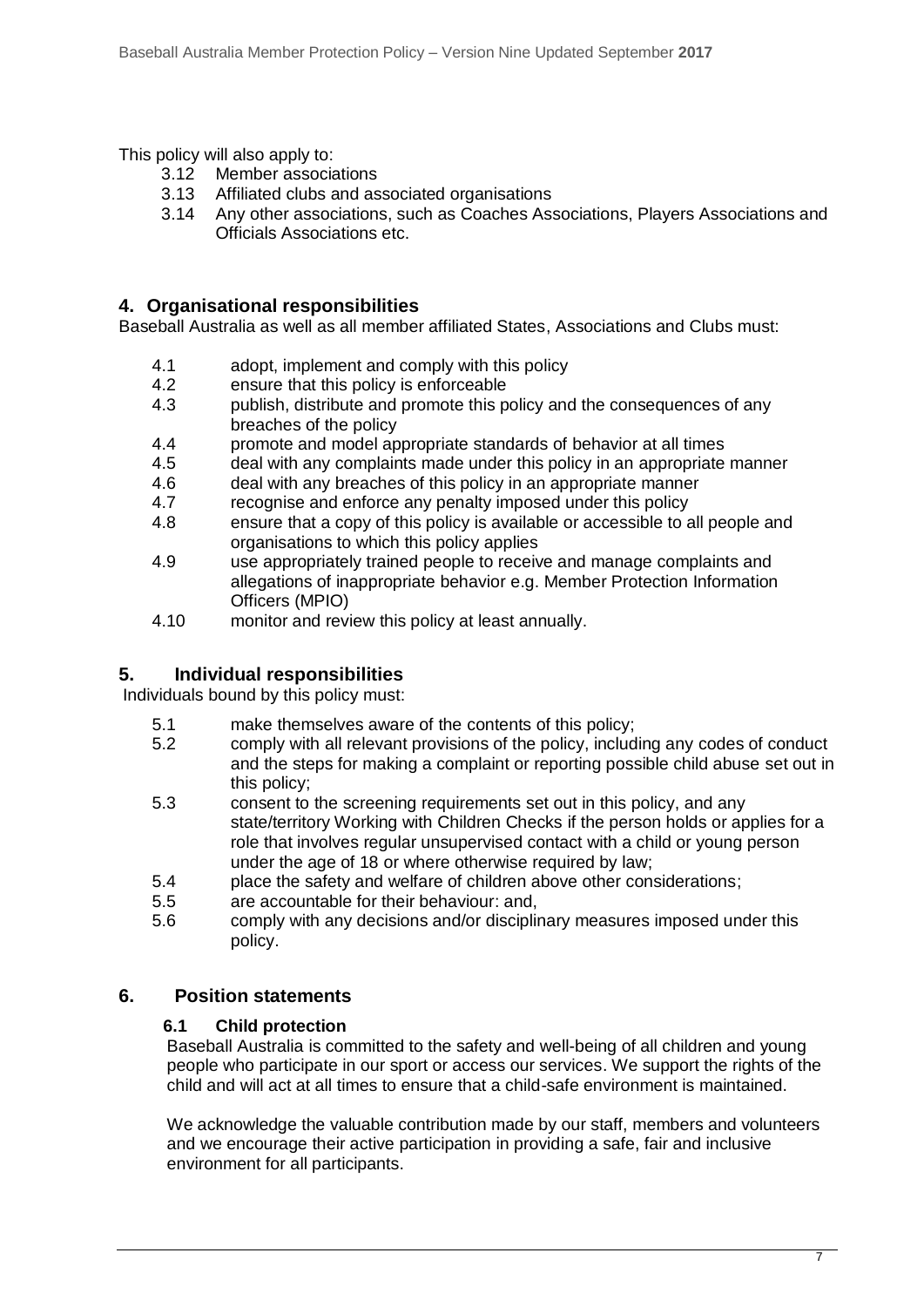This policy will also apply to:

3.12 Member associations
3.13 Affiliated clubs and associated organisations
3.14 Any other associations, such as Coaches Associations, Players Associations and Officials Associations etc.

## 4. Organisational responsibilities

Baseball Australia as well as all member affiliated States, Associations and Clubs must:

4.1 adopt, implement and comply with this policy
4.2 ensure that this policy is enforceable
4.3 publish, distribute and promote this policy and the consequences of any breaches of the policy
4.4 promote and model appropriate standards of behavior at all times
4.5 deal with any complaints made under this policy in an appropriate manner
4.6 deal with any breaches of this policy in an appropriate manner
4.7 recognise and enforce any penalty imposed under this policy
4.8 ensure that a copy of this policy is available or accessible to all people and organisations to which this policy applies
4.9 use appropriately trained people to receive and manage complaints and allegations of inappropriate behavior e.g. Member Protection Information Officers (MPIO)
4.10 monitor and review this policy at least annually.

## 5. Individual responsibilities

Individuals bound by this policy must:

5.1 make themselves aware of the contents of this policy;
5.2 comply with all relevant provisions of the policy, including any codes of conduct and the steps for making a complaint or reporting possible child abuse set out in this policy;
5.3 consent to the screening requirements set out in this policy, and any state/territory Working with Children Checks if the person holds or applies for a role that involves regular unsupervised contact with a child or young person under the age of 18 or where otherwise required by law;
5.4 place the safety and welfare of children above other considerations;
5.5 are accountable for their behaviour: and,
5.6 comply with any decisions and/or disciplinary measures imposed under this policy.

## 6. Position statements

### 6.1 Child protection

Baseball Australia is committed to the safety and well-being of all children and young people who participate in our sport or access our services. We support the rights of the child and will act at all times to ensure that a child-safe environment is maintained.

We acknowledge the valuable contribution made by our staff, members and volunteers and we encourage their active participation in providing a safe, fair and inclusive environment for all participants.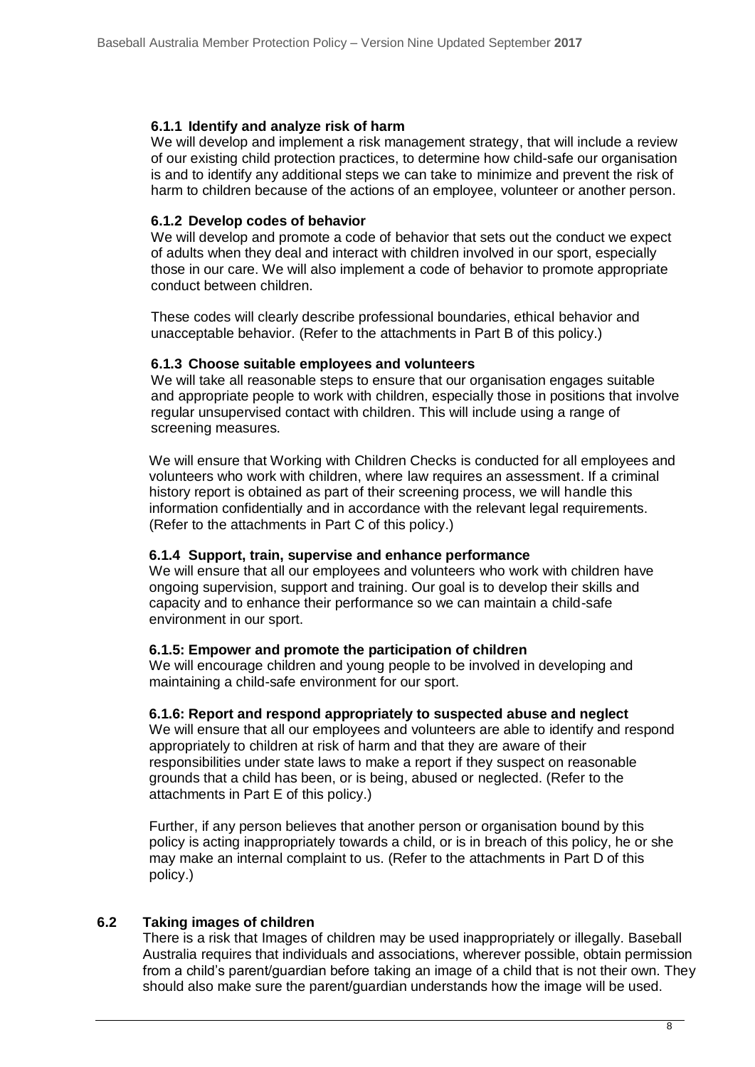#### 6.1.1 Identify and analyze risk of harm

We will develop and implement a risk management strategy, that will include a review of our existing child protection practices, to determine how child-safe our organisation is and to identify any additional steps we can take to minimize and prevent the risk of harm to children because of the actions of an employee, volunteer or another person.

#### 6.1.2 Develop codes of behavior

We will develop and promote a code of behavior that sets out the conduct we expect of adults when they deal and interact with children involved in our sport, especially those in our care. We will also implement a code of behavior to promote appropriate conduct between children.

These codes will clearly describe professional boundaries, ethical behavior and unacceptable behavior. (Refer to the attachments in Part B of this policy.)

#### 6.1.3 Choose suitable employees and volunteers

We will take all reasonable steps to ensure that our organisation engages suitable and appropriate people to work with children, especially those in positions that involve regular unsupervised contact with children. This will include using a range of screening measures.

We will ensure that Working with Children Checks is conducted for all employees and volunteers who work with children, where law requires an assessment. If a criminal history report is obtained as part of their screening process, we will handle this information confidentially and in accordance with the relevant legal requirements. (Refer to the attachments in Part C of this policy.)

#### 6.1.4 Support, train, supervise and enhance performance

We will ensure that all our employees and volunteers who work with children have ongoing supervision, support and training. Our goal is to develop their skills and capacity and to enhance their performance so we can maintain a child-safe environment in our sport.

#### 6.1.5: Empower and promote the participation of children

We will encourage children and young people to be involved in developing and maintaining a child-safe environment for our sport.

#### 6.1.6: Report and respond appropriately to suspected abuse and neglect

We will ensure that all our employees and volunteers are able to identify and respond appropriately to children at risk of harm and that they are aware of their responsibilities under state laws to make a report if they suspect on reasonable grounds that a child has been, or is being, abused or neglected. (Refer to the attachments in Part E of this policy.)

Further, if any person believes that another person or organisation bound by this policy is acting inappropriately towards a child, or is in breach of this policy, he or she may make an internal complaint to us. (Refer to the attachments in Part D of this policy.)

### 6.2 Taking images of children

There is a risk that Images of children may be used inappropriately or illegally. Baseball Australia requires that individuals and associations, wherever possible, obtain permission from a child's parent/guardian before taking an image of a child that is not their own. They should also make sure the parent/guardian understands how the image will be used.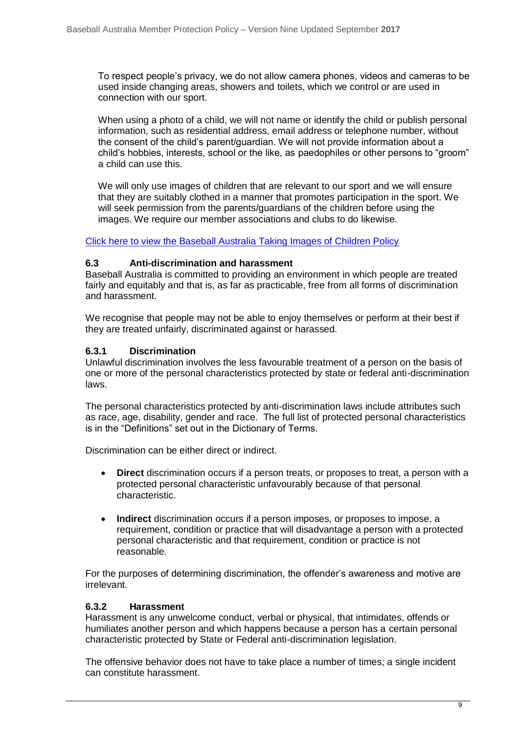To respect people's privacy, we do not allow camera phones, videos and cameras to be used inside changing areas, showers and toilets, which we control or are used in connection with our sport.

When using a photo of a child, we will not name or identify the child or publish personal information, such as residential address, email address or telephone number, without the consent of the child's parent/guardian. We will not provide information about a child's hobbies, interests, school or the like, as paedophiles or other persons to "groom" a child can use this.

We will only use images of children that are relevant to our sport and we will ensure that they are suitably clothed in a manner that promotes participation in the sport. We will seek permission from the parents/guardians of the children before using the images. We require our member associations and clubs to do likewise.

Click here to view the Baseball Australia Taking Images of Children Policy

### 6.3 Anti-discrimination and harassment

Baseball Australia is committed to providing an environment in which people are treated fairly and equitably and that is, as far as practicable, free from all forms of discrimination and harassment.

We recognise that people may not be able to enjoy themselves or perform at their best if they are treated unfairly, discriminated against or harassed.

#### 6.3.1 Discrimination

Unlawful discrimination involves the less favourable treatment of a person on the basis of one or more of the personal characteristics protected by state or federal anti-discrimination laws.

The personal characteristics protected by anti-discrimination laws include attributes such as race, age, disability, gender and race. The full list of protected personal characteristics is in the "Definitions" set out in the Dictionary of Terms.

Discrimination can be either direct or indirect.

- **Direct** discrimination occurs if a person treats, or proposes to treat, a person with a protected personal characteristic unfavourably because of that personal characteristic.
- **Indirect** discrimination occurs if a person imposes, or proposes to impose, a requirement, condition or practice that will disadvantage a person with a protected personal characteristic and that requirement, condition or practice is not reasonable.

For the purposes of determining discrimination, the offender's awareness and motive are irrelevant.

#### 6.3.2 Harassment

Harassment is any unwelcome conduct, verbal or physical, that intimidates, offends or humiliates another person and which happens because a person has a certain personal characteristic protected by State or Federal anti-discrimination legislation.

The offensive behavior does not have to take place a number of times; a single incident can constitute harassment.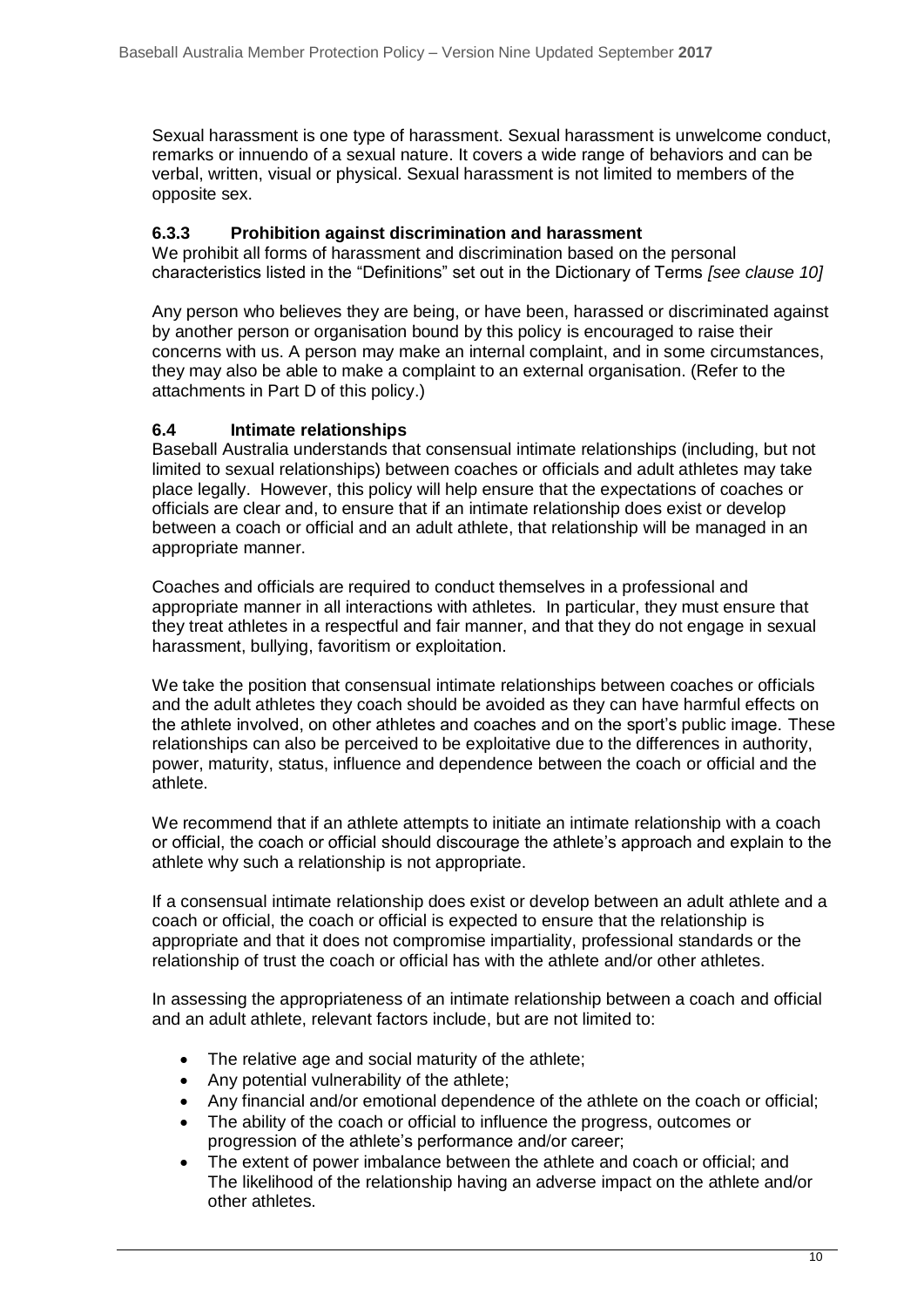Sexual harassment is one type of harassment. Sexual harassment is unwelcome conduct, remarks or innuendo of a sexual nature. It covers a wide range of behaviors and can be verbal, written, visual or physical. Sexual harassment is not limited to members of the opposite sex.

### 6.3.3 Prohibition against discrimination and harassment

We prohibit all forms of harassment and discrimination based on the personal characteristics listed in the "Definitions" set out in the Dictionary of Terms *[see clause 10]*

Any person who believes they are being, or have been, harassed or discriminated against by another person or organisation bound by this policy is encouraged to raise their concerns with us. A person may make an internal complaint, and in some circumstances, they may also be able to make a complaint to an external organisation. (Refer to the attachments in Part D of this policy.)

### 6.4 Intimate relationships

Baseball Australia understands that consensual intimate relationships (including, but not limited to sexual relationships) between coaches or officials and adult athletes may take place legally. However, this policy will help ensure that the expectations of coaches or officials are clear and, to ensure that if an intimate relationship does exist or develop between a coach or official and an adult athlete, that relationship will be managed in an appropriate manner.

Coaches and officials are required to conduct themselves in a professional and appropriate manner in all interactions with athletes. In particular, they must ensure that they treat athletes in a respectful and fair manner, and that they do not engage in sexual harassment, bullying, favoritism or exploitation.

We take the position that consensual intimate relationships between coaches or officials and the adult athletes they coach should be avoided as they can have harmful effects on the athlete involved, on other athletes and coaches and on the sport's public image. These relationships can also be perceived to be exploitative due to the differences in authority, power, maturity, status, influence and dependence between the coach or official and the athlete.

We recommend that if an athlete attempts to initiate an intimate relationship with a coach or official, the coach or official should discourage the athlete's approach and explain to the athlete why such a relationship is not appropriate.

If a consensual intimate relationship does exist or develop between an adult athlete and a coach or official, the coach or official is expected to ensure that the relationship is appropriate and that it does not compromise impartiality, professional standards or the relationship of trust the coach or official has with the athlete and/or other athletes.

In assessing the appropriateness of an intimate relationship between a coach and official and an adult athlete, relevant factors include, but are not limited to:

- The relative age and social maturity of the athlete;
- Any potential vulnerability of the athlete;
- Any financial and/or emotional dependence of the athlete on the coach or official;
- The ability of the coach or official to influence the progress, outcomes or progression of the athlete's performance and/or career;
- The extent of power imbalance between the athlete and coach or official; and The likelihood of the relationship having an adverse impact on the athlete and/or other athletes.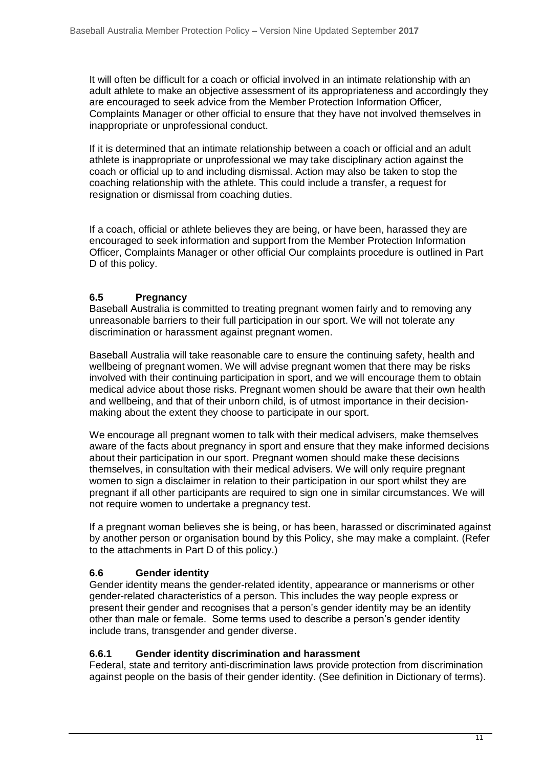It will often be difficult for a coach or official involved in an intimate relationship with an adult athlete to make an objective assessment of its appropriateness and accordingly they are encouraged to seek advice from the Member Protection Information Officer, Complaints Manager or other official to ensure that they have not involved themselves in inappropriate or unprofessional conduct.

If it is determined that an intimate relationship between a coach or official and an adult athlete is inappropriate or unprofessional we may take disciplinary action against the coach or official up to and including dismissal. Action may also be taken to stop the coaching relationship with the athlete. This could include a transfer, a request for resignation or dismissal from coaching duties.

If a coach, official or athlete believes they are being, or have been, harassed they are encouraged to seek information and support from the Member Protection Information Officer, Complaints Manager or other official Our complaints procedure is outlined in Part D of this policy.

### 6.5 Pregnancy

Baseball Australia is committed to treating pregnant women fairly and to removing any unreasonable barriers to their full participation in our sport. We will not tolerate any discrimination or harassment against pregnant women.

Baseball Australia will take reasonable care to ensure the continuing safety, health and wellbeing of pregnant women. We will advise pregnant women that there may be risks involved with their continuing participation in sport, and we will encourage them to obtain medical advice about those risks. Pregnant women should be aware that their own health and wellbeing, and that of their unborn child, is of utmost importance in their decision-making about the extent they choose to participate in our sport.

We encourage all pregnant women to talk with their medical advisers, make themselves aware of the facts about pregnancy in sport and ensure that they make informed decisions about their participation in our sport. Pregnant women should make these decisions themselves, in consultation with their medical advisers. We will only require pregnant women to sign a disclaimer in relation to their participation in our sport whilst they are pregnant if all other participants are required to sign one in similar circumstances. We will not require women to undertake a pregnancy test.

If a pregnant woman believes she is being, or has been, harassed or discriminated against by another person or organisation bound by this Policy, she may make a complaint. (Refer to the attachments in Part D of this policy.)

### 6.6 Gender identity

Gender identity means the gender-related identity, appearance or mannerisms or other gender-related characteristics of a person. This includes the way people express or present their gender and recognises that a person's gender identity may be an identity other than male or female. Some terms used to describe a person's gender identity include trans, transgender and gender diverse.

#### 6.6.1 Gender identity discrimination and harassment

Federal, state and territory anti-discrimination laws provide protection from discrimination against people on the basis of their gender identity. (See definition in Dictionary of terms).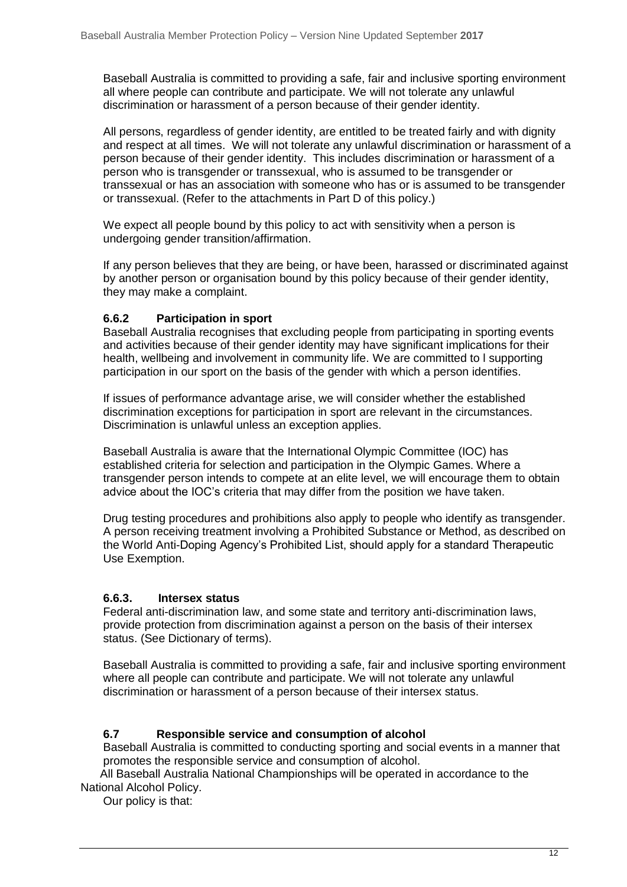Baseball Australia is committed to providing a safe, fair and inclusive sporting environment all where people can contribute and participate. We will not tolerate any unlawful discrimination or harassment of a person because of their gender identity.

All persons, regardless of gender identity, are entitled to be treated fairly and with dignity and respect at all times. We will not tolerate any unlawful discrimination or harassment of a person because of their gender identity. This includes discrimination or harassment of a person who is transgender or transsexual, who is assumed to be transgender or transsexual or has an association with someone who has or is assumed to be transgender or transsexual. (Refer to the attachments in Part D of this policy.)

We expect all people bound by this policy to act with sensitivity when a person is undergoing gender transition/affirmation.

If any person believes that they are being, or have been, harassed or discriminated against by another person or organisation bound by this policy because of their gender identity, they may make a complaint.

### 6.6.2 Participation in sport

Baseball Australia recognises that excluding people from participating in sporting events and activities because of their gender identity may have significant implications for their health, wellbeing and involvement in community life. We are committed to l supporting participation in our sport on the basis of the gender with which a person identifies.

If issues of performance advantage arise, we will consider whether the established discrimination exceptions for participation in sport are relevant in the circumstances. Discrimination is unlawful unless an exception applies.

Baseball Australia is aware that the International Olympic Committee (IOC) has established criteria for selection and participation in the Olympic Games. Where a transgender person intends to compete at an elite level, we will encourage them to obtain advice about the IOC's criteria that may differ from the position we have taken.

Drug testing procedures and prohibitions also apply to people who identify as transgender. A person receiving treatment involving a Prohibited Substance or Method, as described on the World Anti-Doping Agency's Prohibited List, should apply for a standard Therapeutic Use Exemption.

### 6.6.3. Intersex status

Federal anti-discrimination law, and some state and territory anti-discrimination laws, provide protection from discrimination against a person on the basis of their intersex status. (See Dictionary of terms).

Baseball Australia is committed to providing a safe, fair and inclusive sporting environment where all people can contribute and participate. We will not tolerate any unlawful discrimination or harassment of a person because of their intersex status.

## 6.7 Responsible service and consumption of alcohol

Baseball Australia is committed to conducting sporting and social events in a manner that promotes the responsible service and consumption of alcohol.

All Baseball Australia National Championships will be operated in accordance to the National Alcohol Policy.

Our policy is that: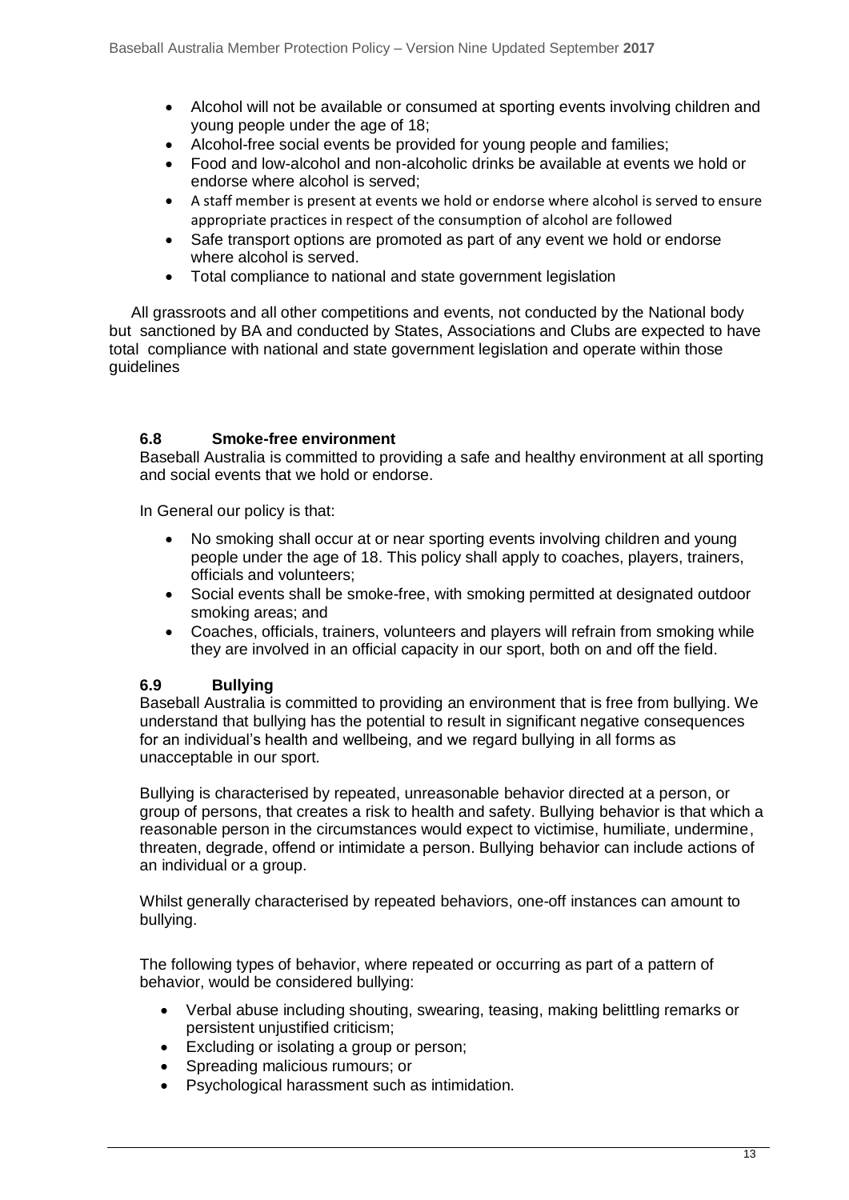- Alcohol will not be available or consumed at sporting events involving children and young people under the age of 18;
- Alcohol-free social events be provided for young people and families;
- Food and low-alcohol and non-alcoholic drinks be available at events we hold or endorse where alcohol is served;
- A staff member is present at events we hold or endorse where alcohol is served to ensure appropriate practices in respect of the consumption of alcohol are followed
- Safe transport options are promoted as part of any event we hold or endorse where alcohol is served.
- Total compliance to national and state government legislation

All grassroots and all other competitions and events, not conducted by the National body but sanctioned by BA and conducted by States, Associations and Clubs are expected to have total compliance with national and state government legislation and operate within those guidelines

### 6.8 Smoke-free environment

Baseball Australia is committed to providing a safe and healthy environment at all sporting and social events that we hold or endorse.

In General our policy is that:

- No smoking shall occur at or near sporting events involving children and young people under the age of 18. This policy shall apply to coaches, players, trainers, officials and volunteers;
- Social events shall be smoke-free, with smoking permitted at designated outdoor smoking areas; and
- Coaches, officials, trainers, volunteers and players will refrain from smoking while they are involved in an official capacity in our sport, both on and off the field.

### 6.9 Bullying

Baseball Australia is committed to providing an environment that is free from bullying. We understand that bullying has the potential to result in significant negative consequences for an individual's health and wellbeing, and we regard bullying in all forms as unacceptable in our sport.

Bullying is characterised by repeated, unreasonable behavior directed at a person, or group of persons, that creates a risk to health and safety. Bullying behavior is that which a reasonable person in the circumstances would expect to victimise, humiliate, undermine, threaten, degrade, offend or intimidate a person. Bullying behavior can include actions of an individual or a group.

Whilst generally characterised by repeated behaviors, one-off instances can amount to bullying.

The following types of behavior, where repeated or occurring as part of a pattern of behavior, would be considered bullying:

- Verbal abuse including shouting, swearing, teasing, making belittling remarks or persistent unjustified criticism;
- Excluding or isolating a group or person;
- Spreading malicious rumours; or
- Psychological harassment such as intimidation.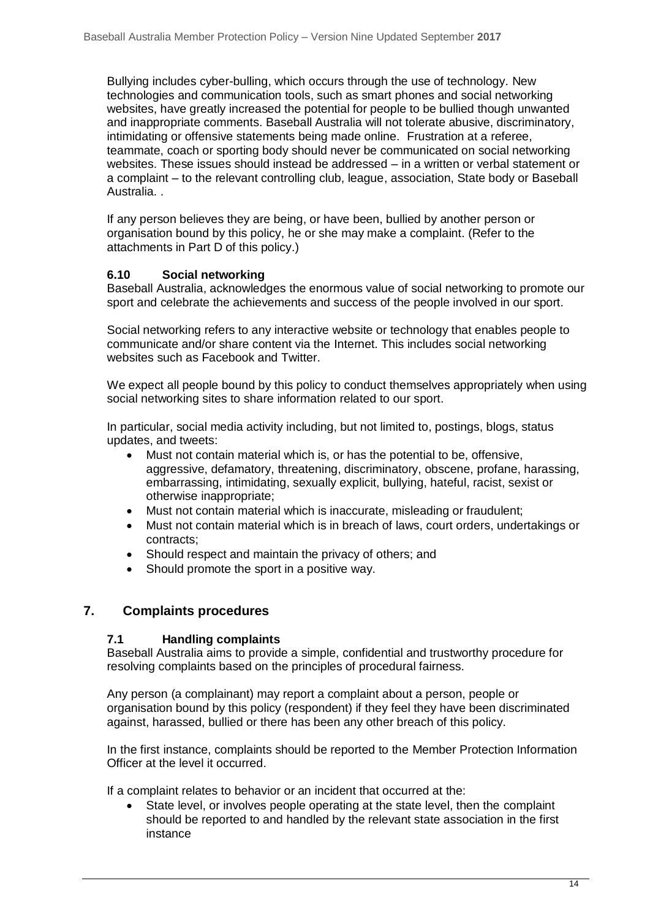Bullying includes cyber-bulling, which occurs through the use of technology. New technologies and communication tools, such as smart phones and social networking websites, have greatly increased the potential for people to be bullied though unwanted and inappropriate comments. Baseball Australia will not tolerate abusive, discriminatory, intimidating or offensive statements being made online. Frustration at a referee, teammate, coach or sporting body should never be communicated on social networking websites. These issues should instead be addressed – in a written or verbal statement or a complaint – to the relevant controlling club, league, association, State body or Baseball Australia. .

If any person believes they are being, or have been, bullied by another person or organisation bound by this policy, he or she may make a complaint. (Refer to the attachments in Part D of this policy.)

### 6.10 Social networking

Baseball Australia, acknowledges the enormous value of social networking to promote our sport and celebrate the achievements and success of the people involved in our sport.

Social networking refers to any interactive website or technology that enables people to communicate and/or share content via the Internet. This includes social networking websites such as Facebook and Twitter.

We expect all people bound by this policy to conduct themselves appropriately when using social networking sites to share information related to our sport.

In particular, social media activity including, but not limited to, postings, blogs, status updates, and tweets:

- Must not contain material which is, or has the potential to be, offensive, aggressive, defamatory, threatening, discriminatory, obscene, profane, harassing, embarrassing, intimidating, sexually explicit, bullying, hateful, racist, sexist or otherwise inappropriate;
- Must not contain material which is inaccurate, misleading or fraudulent;
- Must not contain material which is in breach of laws, court orders, undertakings or contracts;
- Should respect and maintain the privacy of others; and
- Should promote the sport in a positive way.

## 7. Complaints procedures

### 7.1 Handling complaints

Baseball Australia aims to provide a simple, confidential and trustworthy procedure for resolving complaints based on the principles of procedural fairness.

Any person (a complainant) may report a complaint about a person, people or organisation bound by this policy (respondent) if they feel they have been discriminated against, harassed, bullied or there has been any other breach of this policy.

In the first instance, complaints should be reported to the Member Protection Information Officer at the level it occurred.

If a complaint relates to behavior or an incident that occurred at the:

- State level, or involves people operating at the state level, then the complaint should be reported to and handled by the relevant state association in the first instance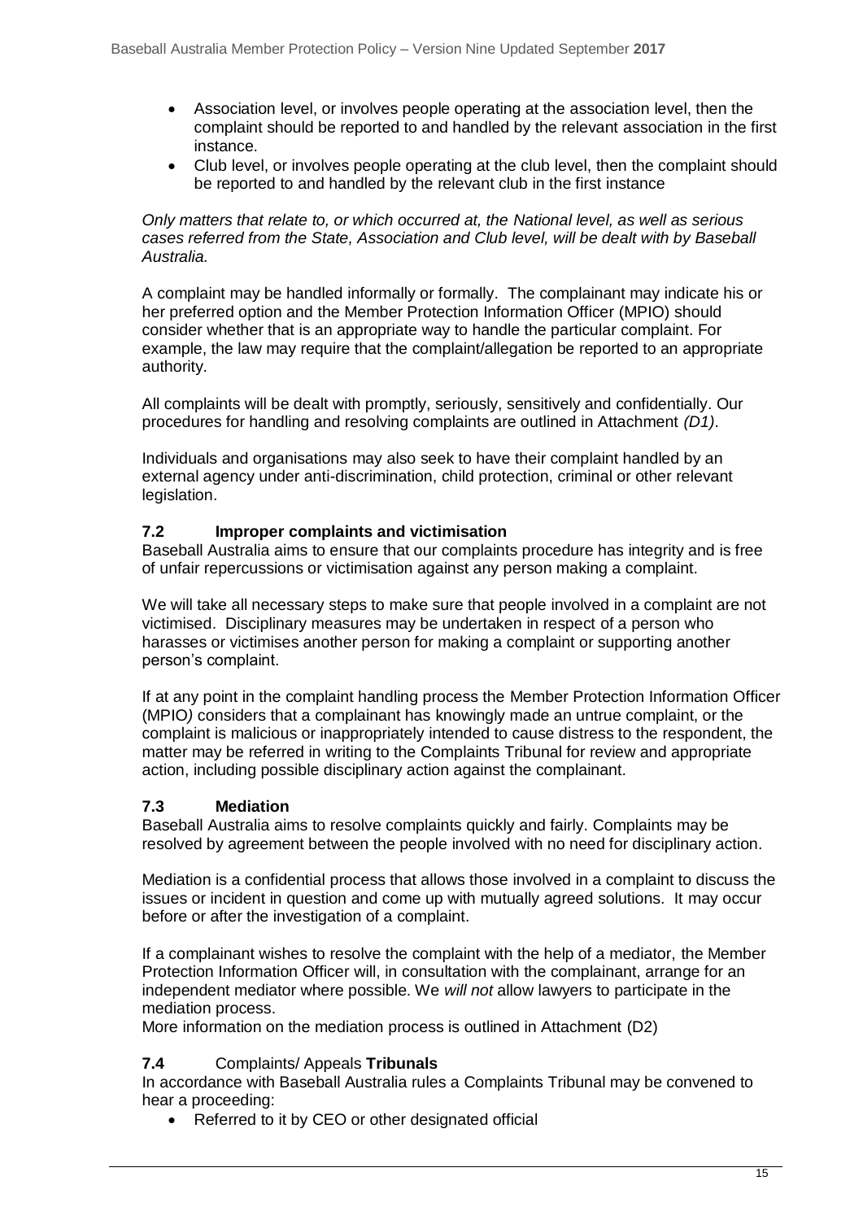- Association level, or involves people operating at the association level, then the complaint should be reported to and handled by the relevant association in the first instance.
- Club level, or involves people operating at the club level, then the complaint should be reported to and handled by the relevant club in the first instance

*Only matters that relate to, or which occurred at, the National level, as well as serious cases referred from the State, Association and Club level, will be dealt with by Baseball Australia.*

A complaint may be handled informally or formally. The complainant may indicate his or her preferred option and the Member Protection Information Officer (MPIO) should consider whether that is an appropriate way to handle the particular complaint. For example, the law may require that the complaint/allegation be reported to an appropriate authority.

All complaints will be dealt with promptly, seriously, sensitively and confidentially. Our procedures for handling and resolving complaints are outlined in Attachment *(D1)*.

Individuals and organisations may also seek to have their complaint handled by an external agency under anti-discrimination, child protection, criminal or other relevant legislation.

### 7.2 Improper complaints and victimisation

Baseball Australia aims to ensure that our complaints procedure has integrity and is free of unfair repercussions or victimisation against any person making a complaint.

We will take all necessary steps to make sure that people involved in a complaint are not victimised. Disciplinary measures may be undertaken in respect of a person who harasses or victimises another person for making a complaint or supporting another person's complaint.

If at any point in the complaint handling process the Member Protection Information Officer (MPIO*)* considers that a complainant has knowingly made an untrue complaint, or the complaint is malicious or inappropriately intended to cause distress to the respondent, the matter may be referred in writing to the Complaints Tribunal for review and appropriate action, including possible disciplinary action against the complainant.

### 7.3 Mediation

Baseball Australia aims to resolve complaints quickly and fairly. Complaints may be resolved by agreement between the people involved with no need for disciplinary action.

Mediation is a confidential process that allows those involved in a complaint to discuss the issues or incident in question and come up with mutually agreed solutions. It may occur before or after the investigation of a complaint.

If a complainant wishes to resolve the complaint with the help of a mediator, the Member Protection Information Officer will, in consultation with the complainant, arrange for an independent mediator where possible. We *will not* allow lawyers to participate in the mediation process.
More information on the mediation process is outlined in Attachment (D2)

### 7.4 Complaints/ Appeals **Tribunals**

In accordance with Baseball Australia rules a Complaints Tribunal may be convened to hear a proceeding:

- Referred to it by CEO or other designated official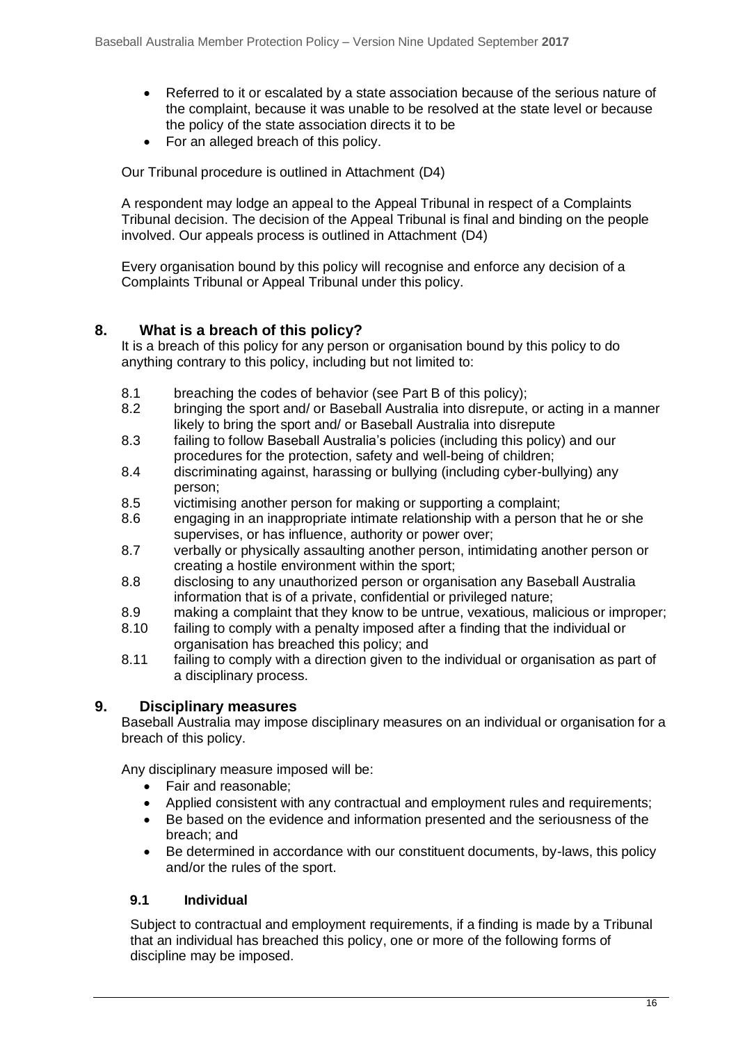- Referred to it or escalated by a state association because of the serious nature of the complaint, because it was unable to be resolved at the state level or because the policy of the state association directs it to be
- For an alleged breach of this policy.

Our Tribunal procedure is outlined in Attachment (D4)

A respondent may lodge an appeal to the Appeal Tribunal in respect of a Complaints Tribunal decision. The decision of the Appeal Tribunal is final and binding on the people involved. Our appeals process is outlined in Attachment (D4)

Every organisation bound by this policy will recognise and enforce any decision of a Complaints Tribunal or Appeal Tribunal under this policy.

## 8. What is a breach of this policy?

It is a breach of this policy for any person or organisation bound by this policy to do anything contrary to this policy, including but not limited to:

8.1 breaching the codes of behavior (see Part B of this policy);

8.2 bringing the sport and/ or Baseball Australia into disrepute, or acting in a manner likely to bring the sport and/ or Baseball Australia into disrepute

8.3 failing to follow Baseball Australia's policies (including this policy) and our procedures for the protection, safety and well-being of children;

8.4 discriminating against, harassing or bullying (including cyber-bullying) any person;

8.5 victimising another person for making or supporting a complaint;

8.6 engaging in an inappropriate intimate relationship with a person that he or she supervises, or has influence, authority or power over;

8.7 verbally or physically assaulting another person, intimidating another person or creating a hostile environment within the sport;

8.8 disclosing to any unauthorized person or organisation any Baseball Australia information that is of a private, confidential or privileged nature;

8.9 making a complaint that they know to be untrue, vexatious, malicious or improper;

8.10 failing to comply with a penalty imposed after a finding that the individual or organisation has breached this policy; and

8.11 failing to comply with a direction given to the individual or organisation as part of a disciplinary process.

## 9. Disciplinary measures

Baseball Australia may impose disciplinary measures on an individual or organisation for a breach of this policy.

Any disciplinary measure imposed will be:

- Fair and reasonable;
- Applied consistent with any contractual and employment rules and requirements;
- Be based on the evidence and information presented and the seriousness of the breach; and
- Be determined in accordance with our constituent documents, by-laws, this policy and/or the rules of the sport.

### 9.1 Individual

Subject to contractual and employment requirements, if a finding is made by a Tribunal that an individual has breached this policy, one or more of the following forms of discipline may be imposed.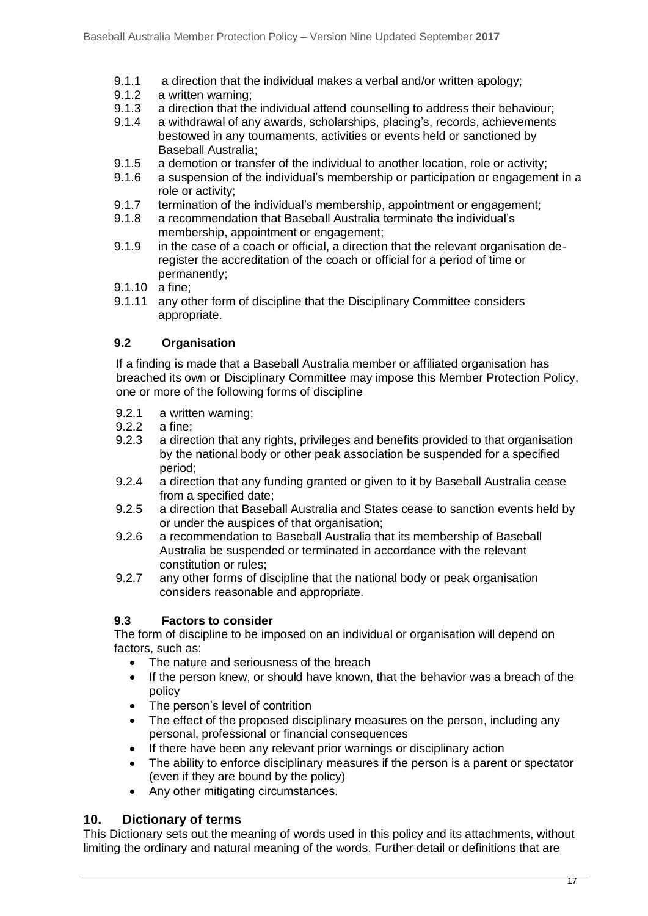9.1.1 a direction that the individual makes a verbal and/or written apology;
9.1.2 a written warning;
9.1.3 a direction that the individual attend counselling to address their behaviour;
9.1.4 a withdrawal of any awards, scholarships, placing's, records, achievements bestowed in any tournaments, activities or events held or sanctioned by Baseball Australia;
9.1.5 a demotion or transfer of the individual to another location, role or activity;
9.1.6 a suspension of the individual's membership or participation or engagement in a role or activity;
9.1.7 termination of the individual's membership, appointment or engagement;
9.1.8 a recommendation that Baseball Australia terminate the individual's membership, appointment or engagement;
9.1.9 in the case of a coach or official, a direction that the relevant organisation de-register the accreditation of the coach or official for a period of time or permanently;
9.1.10 a fine;
9.1.11 any other form of discipline that the Disciplinary Committee considers appropriate.

### 9.2 Organisation

If a finding is made that *a* Baseball Australia member or affiliated organisation has breached its own or Disciplinary Committee may impose this Member Protection Policy, one or more of the following forms of discipline

9.2.1 a written warning;
9.2.2 a fine;
9.2.3 a direction that any rights, privileges and benefits provided to that organisation by the national body or other peak association be suspended for a specified period;
9.2.4 a direction that any funding granted or given to it by Baseball Australia cease from a specified date;
9.2.5 a direction that Baseball Australia and States cease to sanction events held by or under the auspices of that organisation;
9.2.6 a recommendation to Baseball Australia that its membership of Baseball Australia be suspended or terminated in accordance with the relevant constitution or rules;
9.2.7 any other forms of discipline that the national body or peak organisation considers reasonable and appropriate.

### 9.3 Factors to consider

The form of discipline to be imposed on an individual or organisation will depend on factors, such as:

- The nature and seriousness of the breach
- If the person knew, or should have known, that the behavior was a breach of the policy
- The person's level of contrition
- The effect of the proposed disciplinary measures on the person, including any personal, professional or financial consequences
- If there have been any relevant prior warnings or disciplinary action
- The ability to enforce disciplinary measures if the person is a parent or spectator (even if they are bound by the policy)
- Any other mitigating circumstances.

## 10. Dictionary of terms

This Dictionary sets out the meaning of words used in this policy and its attachments, without limiting the ordinary and natural meaning of the words. Further detail or definitions that are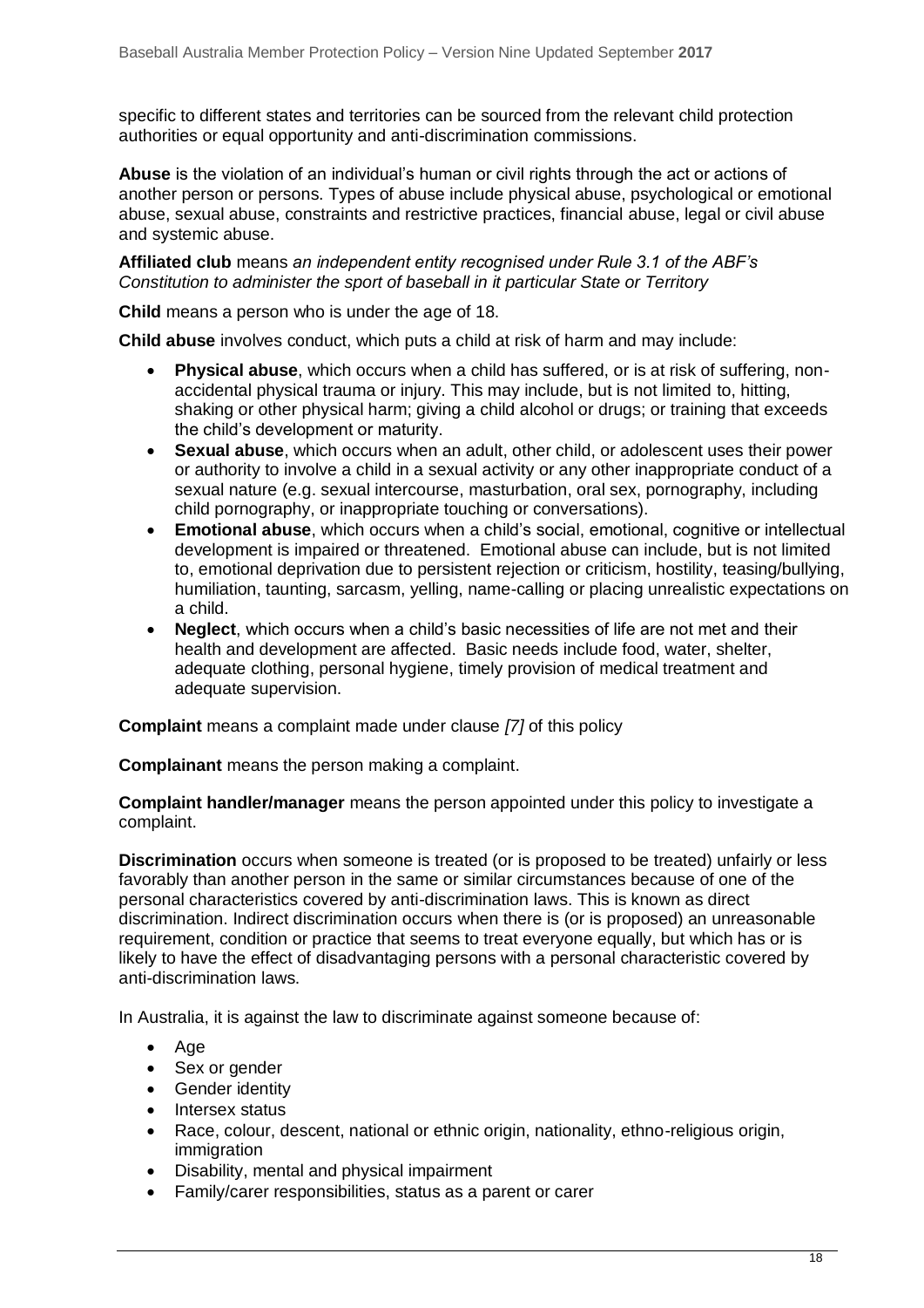specific to different states and territories can be sourced from the relevant child protection authorities or equal opportunity and anti-discrimination commissions.

**Abuse** is the violation of an individual's human or civil rights through the act or actions of another person or persons. Types of abuse include physical abuse, psychological or emotional abuse, sexual abuse, constraints and restrictive practices, financial abuse, legal or civil abuse and systemic abuse.

**Affiliated club** means *an independent entity recognised under Rule 3.1 of the ABF's Constitution to administer the sport of baseball in it particular State or Territory*

**Child** means a person who is under the age of 18.

**Child abuse** involves conduct, which puts a child at risk of harm and may include:

- **Physical abuse**, which occurs when a child has suffered, or is at risk of suffering, non-accidental physical trauma or injury. This may include, but is not limited to, hitting, shaking or other physical harm; giving a child alcohol or drugs; or training that exceeds the child's development or maturity.
- **Sexual abuse**, which occurs when an adult, other child, or adolescent uses their power or authority to involve a child in a sexual activity or any other inappropriate conduct of a sexual nature (e.g. sexual intercourse, masturbation, oral sex, pornography, including child pornography, or inappropriate touching or conversations).
- **Emotional abuse**, which occurs when a child's social, emotional, cognitive or intellectual development is impaired or threatened. Emotional abuse can include, but is not limited to, emotional deprivation due to persistent rejection or criticism, hostility, teasing/bullying, humiliation, taunting, sarcasm, yelling, name-calling or placing unrealistic expectations on a child.
- **Neglect**, which occurs when a child's basic necessities of life are not met and their health and development are affected. Basic needs include food, water, shelter, adequate clothing, personal hygiene, timely provision of medical treatment and adequate supervision.

**Complaint** means a complaint made under clause *[7]* of this policy

**Complainant** means the person making a complaint.

**Complaint handler/manager** means the person appointed under this policy to investigate a complaint.

**Discrimination** occurs when someone is treated (or is proposed to be treated) unfairly or less favorably than another person in the same or similar circumstances because of one of the personal characteristics covered by anti-discrimination laws. This is known as direct discrimination. Indirect discrimination occurs when there is (or is proposed) an unreasonable requirement, condition or practice that seems to treat everyone equally, but which has or is likely to have the effect of disadvantaging persons with a personal characteristic covered by anti-discrimination laws.

In Australia, it is against the law to discriminate against someone because of:

- Age
- Sex or gender
- Gender identity
- Intersex status
- Race, colour, descent, national or ethnic origin, nationality, ethno-religious origin, immigration
- Disability, mental and physical impairment
- Family/carer responsibilities, status as a parent or carer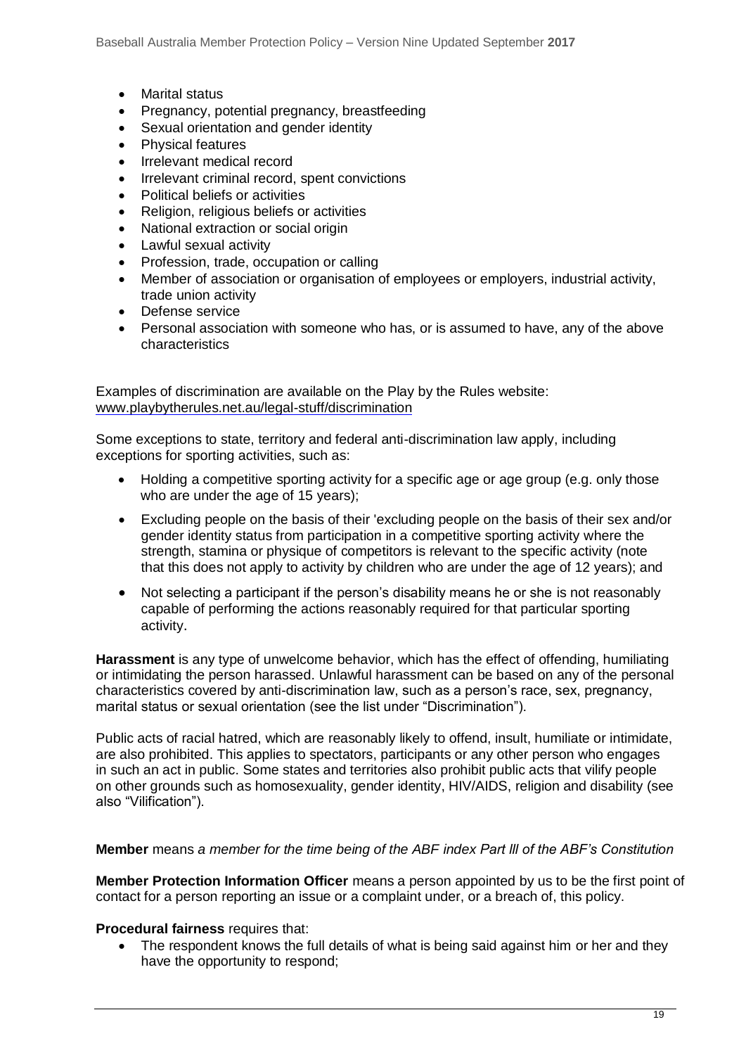- Marital status
- Pregnancy, potential pregnancy, breastfeeding
- Sexual orientation and gender identity
- Physical features
- Irrelevant medical record
- Irrelevant criminal record, spent convictions
- Political beliefs or activities
- Religion, religious beliefs or activities
- National extraction or social origin
- Lawful sexual activity
- Profession, trade, occupation or calling
- Member of association or organisation of employees or employers, industrial activity, trade union activity
- Defense service
- Personal association with someone who has, or is assumed to have, any of the above characteristics

Examples of discrimination are available on the Play by the Rules website: www.playbytherules.net.au/legal-stuff/discrimination

Some exceptions to state, territory and federal anti-discrimination law apply, including exceptions for sporting activities, such as:

- Holding a competitive sporting activity for a specific age or age group (e.g. only those who are under the age of 15 years);
- Excluding people on the basis of their 'excluding people on the basis of their sex and/or gender identity status from participation in a competitive sporting activity where the strength, stamina or physique of competitors is relevant to the specific activity (note that this does not apply to activity by children who are under the age of 12 years); and
- Not selecting a participant if the person's disability means he or she is not reasonably capable of performing the actions reasonably required for that particular sporting activity.

**Harassment** is any type of unwelcome behavior, which has the effect of offending, humiliating or intimidating the person harassed. Unlawful harassment can be based on any of the personal characteristics covered by anti-discrimination law, such as a person's race, sex, pregnancy, marital status or sexual orientation (see the list under "Discrimination").

Public acts of racial hatred, which are reasonably likely to offend, insult, humiliate or intimidate, are also prohibited. This applies to spectators, participants or any other person who engages in such an act in public. Some states and territories also prohibit public acts that vilify people on other grounds such as homosexuality, gender identity, HIV/AIDS, religion and disability (see also "Vilification").

**Member** means *a member for the time being of the ABF index Part lll of the ABF's Constitution*

**Member Protection Information Officer** means a person appointed by us to be the first point of contact for a person reporting an issue or a complaint under, or a breach of, this policy.

**Procedural fairness** requires that:

- The respondent knows the full details of what is being said against him or her and they have the opportunity to respond;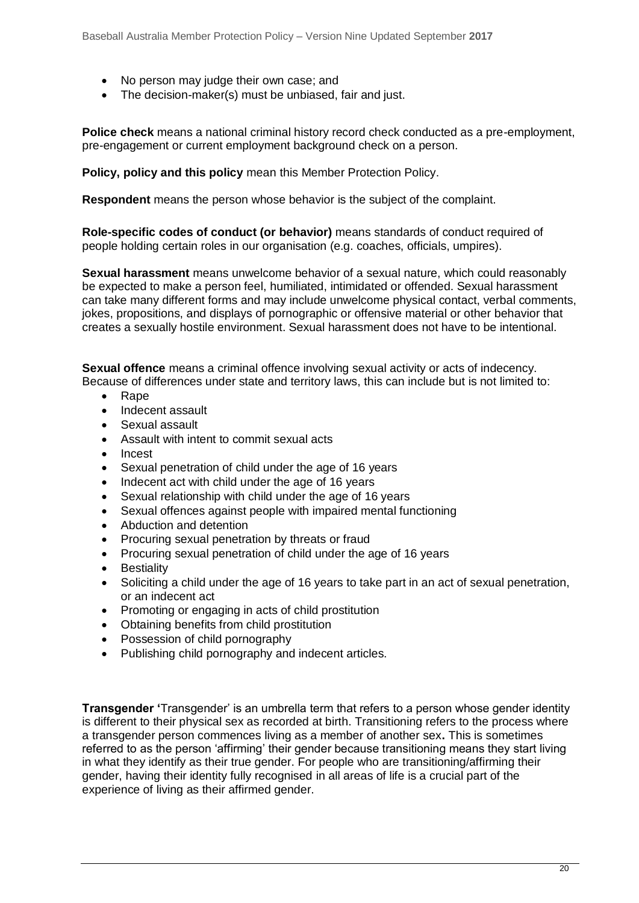- No person may judge their own case; and
- The decision-maker(s) must be unbiased, fair and just.

**Police check** means a national criminal history record check conducted as a pre-employment, pre-engagement or current employment background check on a person.

**Policy, policy and this policy** mean this Member Protection Policy.

**Respondent** means the person whose behavior is the subject of the complaint.

**Role-specific codes of conduct (or behavior)** means standards of conduct required of people holding certain roles in our organisation (e.g. coaches, officials, umpires).

**Sexual harassment** means unwelcome behavior of a sexual nature, which could reasonably be expected to make a person feel, humiliated, intimidated or offended. Sexual harassment can take many different forms and may include unwelcome physical contact, verbal comments, jokes, propositions, and displays of pornographic or offensive material or other behavior that creates a sexually hostile environment. Sexual harassment does not have to be intentional.

**Sexual offence** means a criminal offence involving sexual activity or acts of indecency. Because of differences under state and territory laws, this can include but is not limited to:

- Rape
- Indecent assault
- Sexual assault
- Assault with intent to commit sexual acts
- Incest
- Sexual penetration of child under the age of 16 years
- Indecent act with child under the age of 16 years
- Sexual relationship with child under the age of 16 years
- Sexual offences against people with impaired mental functioning
- Abduction and detention
- Procuring sexual penetration by threats or fraud
- Procuring sexual penetration of child under the age of 16 years
- Bestiality
- Soliciting a child under the age of 16 years to take part in an act of sexual penetration, or an indecent act
- Promoting or engaging in acts of child prostitution
- Obtaining benefits from child prostitution
- Possession of child pornography
- Publishing child pornography and indecent articles.

**Transgender '**Transgender' is an umbrella term that refers to a person whose gender identity is different to their physical sex as recorded at birth. Transitioning refers to the process where a transgender person commences living as a member of another sex**.** This is sometimes referred to as the person 'affirming' their gender because transitioning means they start living in what they identify as their true gender. For people who are transitioning/affirming their gender, having their identity fully recognised in all areas of life is a crucial part of the experience of living as their affirmed gender.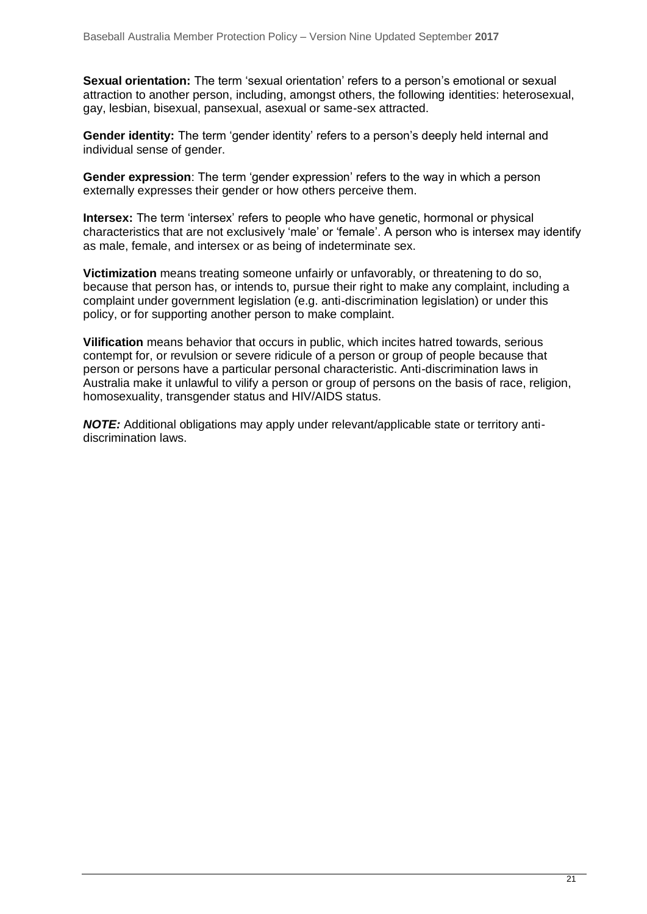**Sexual orientation:** The term 'sexual orientation' refers to a person's emotional or sexual attraction to another person, including, amongst others, the following identities: heterosexual, gay, lesbian, bisexual, pansexual, asexual or same-sex attracted.

**Gender identity:** The term 'gender identity' refers to a person's deeply held internal and individual sense of gender.

**Gender expression**: The term 'gender expression' refers to the way in which a person externally expresses their gender or how others perceive them.

**Intersex:** The term 'intersex' refers to people who have genetic, hormonal or physical characteristics that are not exclusively 'male' or 'female'. A person who is intersex may identify as male, female, and intersex or as being of indeterminate sex.

**Victimization** means treating someone unfairly or unfavorably, or threatening to do so, because that person has, or intends to, pursue their right to make any complaint, including a complaint under government legislation (e.g. anti-discrimination legislation) or under this policy, or for supporting another person to make complaint.

**Vilification** means behavior that occurs in public, which incites hatred towards, serious contempt for, or revulsion or severe ridicule of a person or group of people because that person or persons have a particular personal characteristic. Anti-discrimination laws in Australia make it unlawful to vilify a person or group of persons on the basis of race, religion, homosexuality, transgender status and HIV/AIDS status.

***NOTE:*** Additional obligations may apply under relevant/applicable state or territory anti-discrimination laws.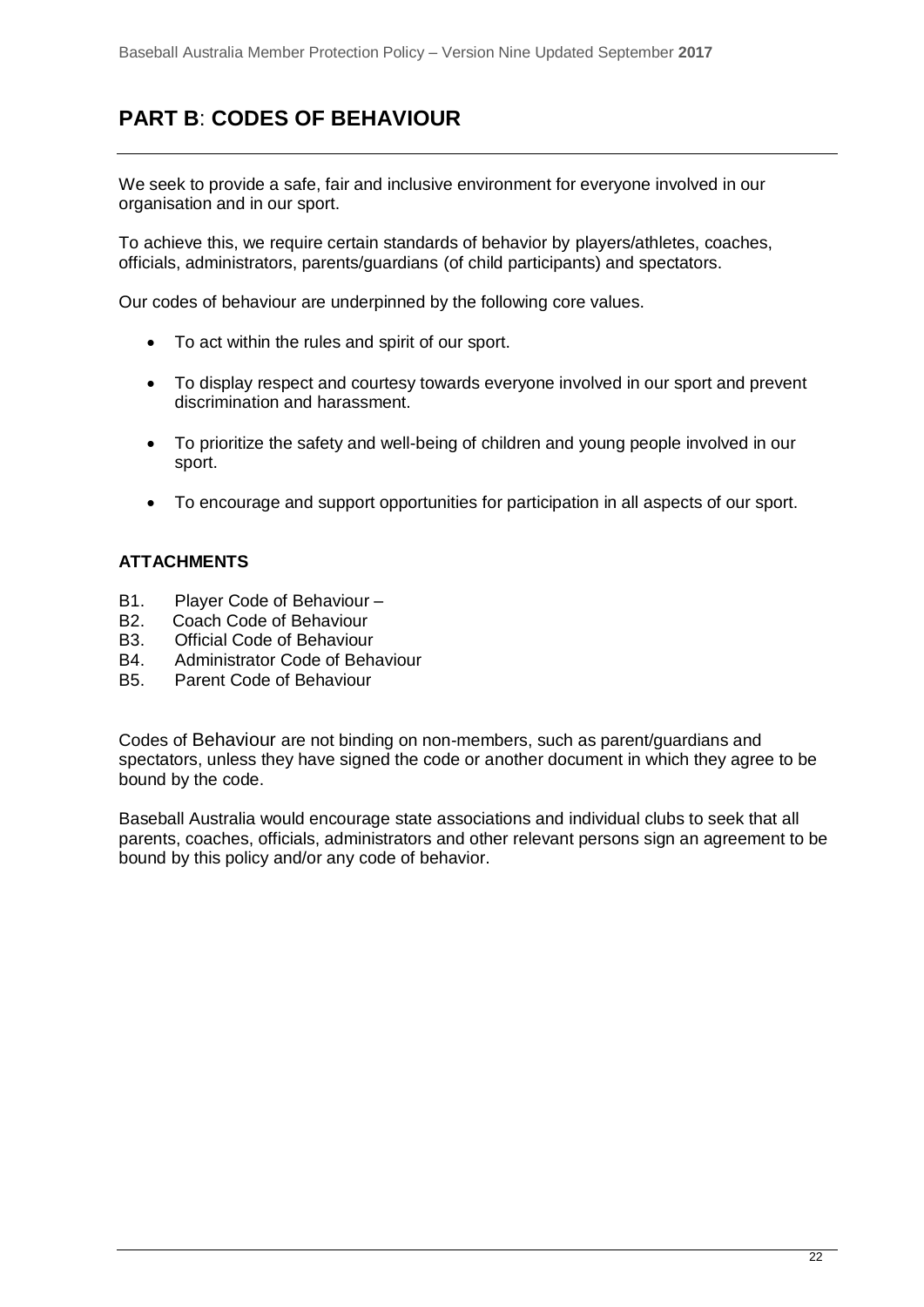# PART B: CODES OF BEHAVIOUR

We seek to provide a safe, fair and inclusive environment for everyone involved in our organisation and in our sport.

To achieve this, we require certain standards of behavior by players/athletes, coaches, officials, administrators, parents/guardians (of child participants) and spectators.

Our codes of behaviour are underpinned by the following core values.

- To act within the rules and spirit of our sport.
- To display respect and courtesy towards everyone involved in our sport and prevent discrimination and harassment.
- To prioritize the safety and well-being of children and young people involved in our sport.
- To encourage and support opportunities for participation in all aspects of our sport.

**ATTACHMENTS**

B1. Player Code of Behaviour –
B2. Coach Code of Behaviour
B3. Official Code of Behaviour
B4. Administrator Code of Behaviour
B5. Parent Code of Behaviour

Codes of Behaviour are not binding on non-members, such as parent/guardians and spectators, unless they have signed the code or another document in which they agree to be bound by the code.

Baseball Australia would encourage state associations and individual clubs to seek that all parents, coaches, officials, administrators and other relevant persons sign an agreement to be bound by this policy and/or any code of behavior.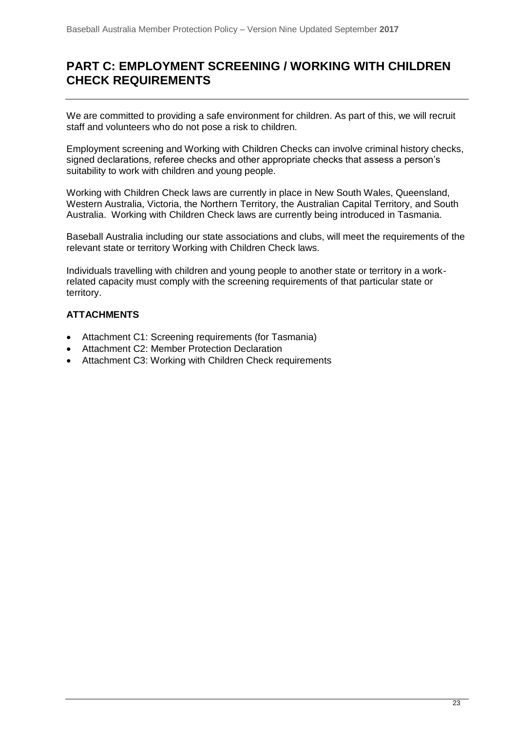# PART C: EMPLOYMENT SCREENING / WORKING WITH CHILDREN CHECK REQUIREMENTS

We are committed to providing a safe environment for children. As part of this, we will recruit staff and volunteers who do not pose a risk to children.

Employment screening and Working with Children Checks can involve criminal history checks, signed declarations, referee checks and other appropriate checks that assess a person's suitability to work with children and young people.

Working with Children Check laws are currently in place in New South Wales, Queensland, Western Australia, Victoria, the Northern Territory, the Australian Capital Territory, and South Australia. Working with Children Check laws are currently being introduced in Tasmania.

Baseball Australia including our state associations and clubs, will meet the requirements of the relevant state or territory Working with Children Check laws.

Individuals travelling with children and young people to another state or territory in a work-related capacity must comply with the screening requirements of that particular state or territory.

**ATTACHMENTS**

- Attachment C1: Screening requirements (for Tasmania)
- Attachment C2: Member Protection Declaration
- Attachment C3: Working with Children Check requirements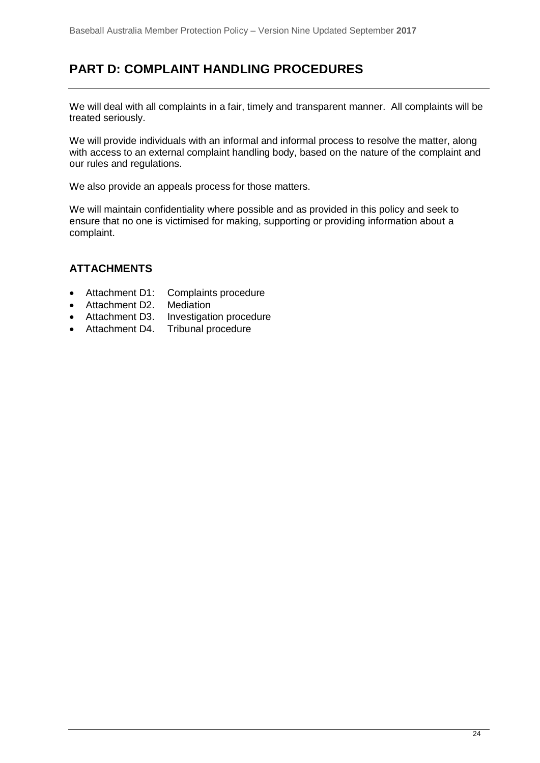# PART D: COMPLAINT HANDLING PROCEDURES

We will deal with all complaints in a fair, timely and transparent manner. All complaints will be treated seriously.

We will provide individuals with an informal and informal process to resolve the matter, along with access to an external complaint handling body, based on the nature of the complaint and our rules and regulations.

We also provide an appeals process for those matters.

We will maintain confidentiality where possible and as provided in this policy and seek to ensure that no one is victimised for making, supporting or providing information about a complaint.

## ATTACHMENTS

- Attachment D1: Complaints procedure
- Attachment D2. Mediation
- Attachment D3. Investigation procedure
- Attachment D4. Tribunal procedure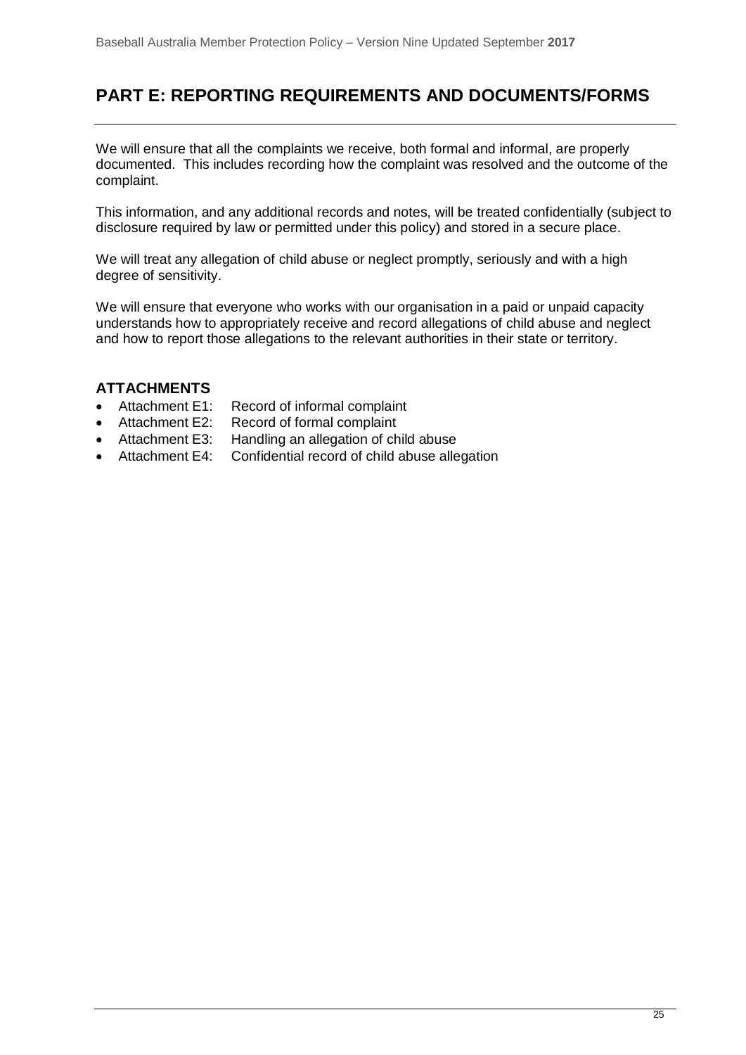# PART E: REPORTING REQUIREMENTS AND DOCUMENTS/FORMS

We will ensure that all the complaints we receive, both formal and informal, are properly documented. This includes recording how the complaint was resolved and the outcome of the complaint.

This information, and any additional records and notes, will be treated confidentially (subject to disclosure required by law or permitted under this policy) and stored in a secure place.

We will treat any allegation of child abuse or neglect promptly, seriously and with a high degree of sensitivity.

We will ensure that everyone who works with our organisation in a paid or unpaid capacity understands how to appropriately receive and record allegations of child abuse and neglect and how to report those allegations to the relevant authorities in their state or territory.

## ATTACHMENTS

- Attachment E1: Record of informal complaint
- Attachment E2: Record of formal complaint
- Attachment E3: Handling an allegation of child abuse
- Attachment E4: Confidential record of child abuse allegation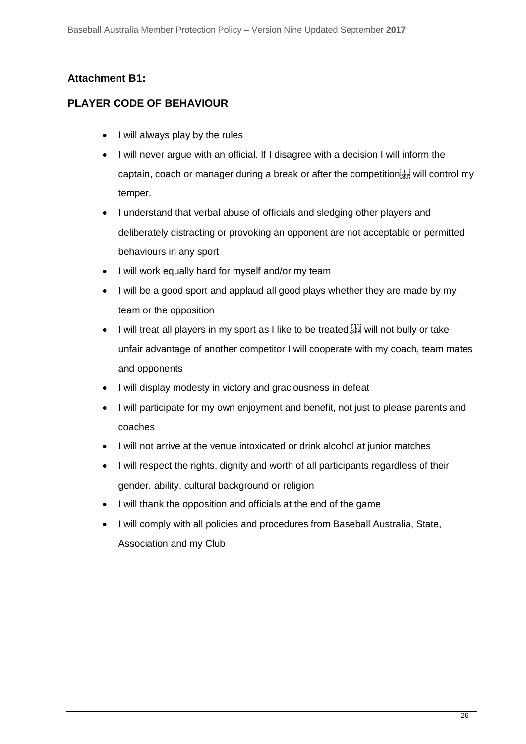### Attachment B1:

### PLAYER CODE OF BEHAVIOUR

- I will always play by the rules
- I will never argue with an official. If I disagree with a decision I will inform the captain, coach or manager during a break or after the competition I will control my temper.
- I understand that verbal abuse of officials and sledging other players and deliberately distracting or provoking an opponent are not acceptable or permitted behaviours in any sport
- I will work equally hard for myself and/or my team
- I will be a good sport and applaud all good plays whether they are made by my team or the opposition
- I will treat all players in my sport as I like to be treated. I will not bully or take unfair advantage of another competitor I will cooperate with my coach, team mates and opponents
- I will display modesty in victory and graciousness in defeat
- I will participate for my own enjoyment and benefit, not just to please parents and coaches
- I will not arrive at the venue intoxicated or drink alcohol at junior matches
- I will respect the rights, dignity and worth of all participants regardless of their gender, ability, cultural background or religion
- I will thank the opposition and officials at the end of the game
- I will comply with all policies and procedures from Baseball Australia, State, Association and my Club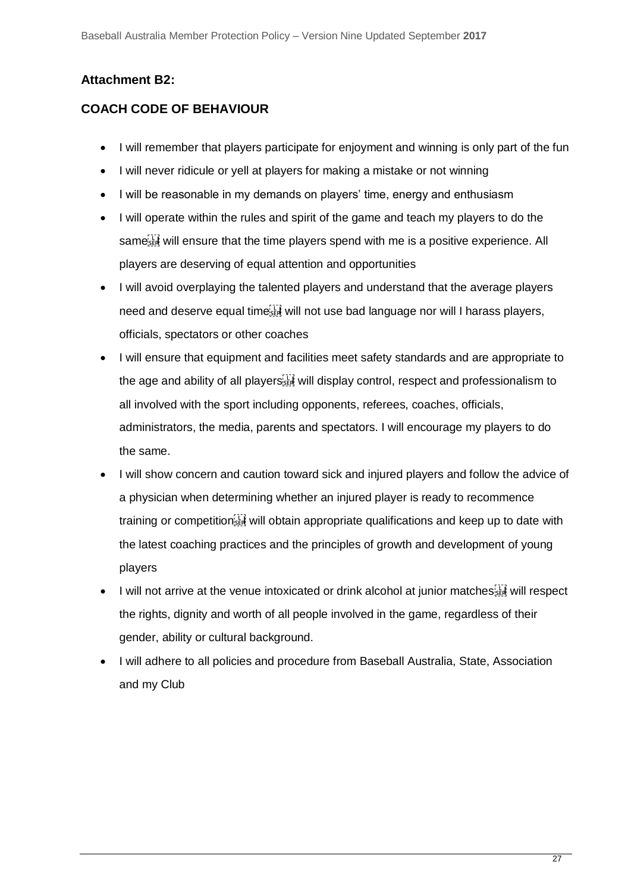### Attachment B2:

### COACH CODE OF BEHAVIOUR

- I will remember that players participate for enjoyment and winning is only part of the fun
- I will never ridicule or yell at players for making a mistake or not winning
- I will be reasonable in my demands on players' time, energy and enthusiasm
- I will operate within the rules and spirit of the game and teach my players to do the same I will ensure that the time players spend with me is a positive experience. All players are deserving of equal attention and opportunities
- I will avoid overplaying the talented players and understand that the average players need and deserve equal time I will not use bad language nor will I harass players, officials, spectators or other coaches
- I will ensure that equipment and facilities meet safety standards and are appropriate to the age and ability of all players I will display control, respect and professionalism to all involved with the sport including opponents, referees, coaches, officials, administrators, the media, parents and spectators. I will encourage my players to do the same.
- I will show concern and caution toward sick and injured players and follow the advice of a physician when determining whether an injured player is ready to recommence training or competition I will obtain appropriate qualifications and keep up to date with the latest coaching practices and the principles of growth and development of young players
- I will not arrive at the venue intoxicated or drink alcohol at junior matches I will respect the rights, dignity and worth of all people involved in the game, regardless of their gender, ability or cultural background.
- I will adhere to all policies and procedure from Baseball Australia, State, Association and my Club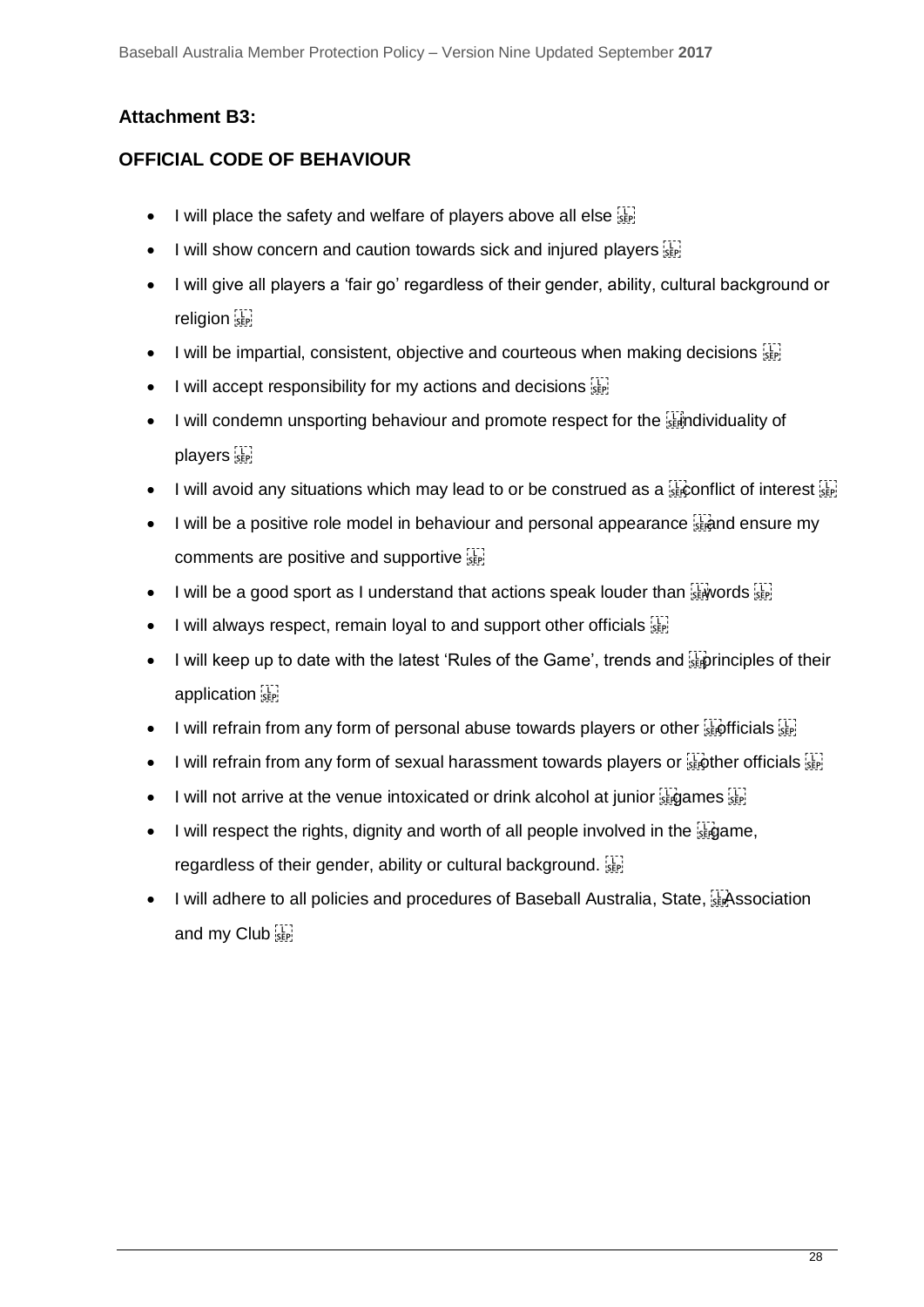### Attachment B3:

### OFFICIAL CODE OF BEHAVIOUR

- I will place the safety and welfare of players above all else
- I will show concern and caution towards sick and injured players
- I will give all players a 'fair go' regardless of their gender, ability, cultural background or religion
- I will be impartial, consistent, objective and courteous when making decisions
- I will accept responsibility for my actions and decisions
- I will condemn unsporting behaviour and promote respect for the individuality of players
- I will avoid any situations which may lead to or be construed as a conflict of interest
- I will be a positive role model in behaviour and personal appearance and ensure my comments are positive and supportive
- I will be a good sport as I understand that actions speak louder than words
- I will always respect, remain loyal to and support other officials
- I will keep up to date with the latest 'Rules of the Game', trends and principles of their application
- I will refrain from any form of personal abuse towards players or other officials
- I will refrain from any form of sexual harassment towards players or other officials
- I will not arrive at the venue intoxicated or drink alcohol at junior games
- I will respect the rights, dignity and worth of all people involved in the game, regardless of their gender, ability or cultural background.
- I will adhere to all policies and procedures of Baseball Australia, State, Association and my Club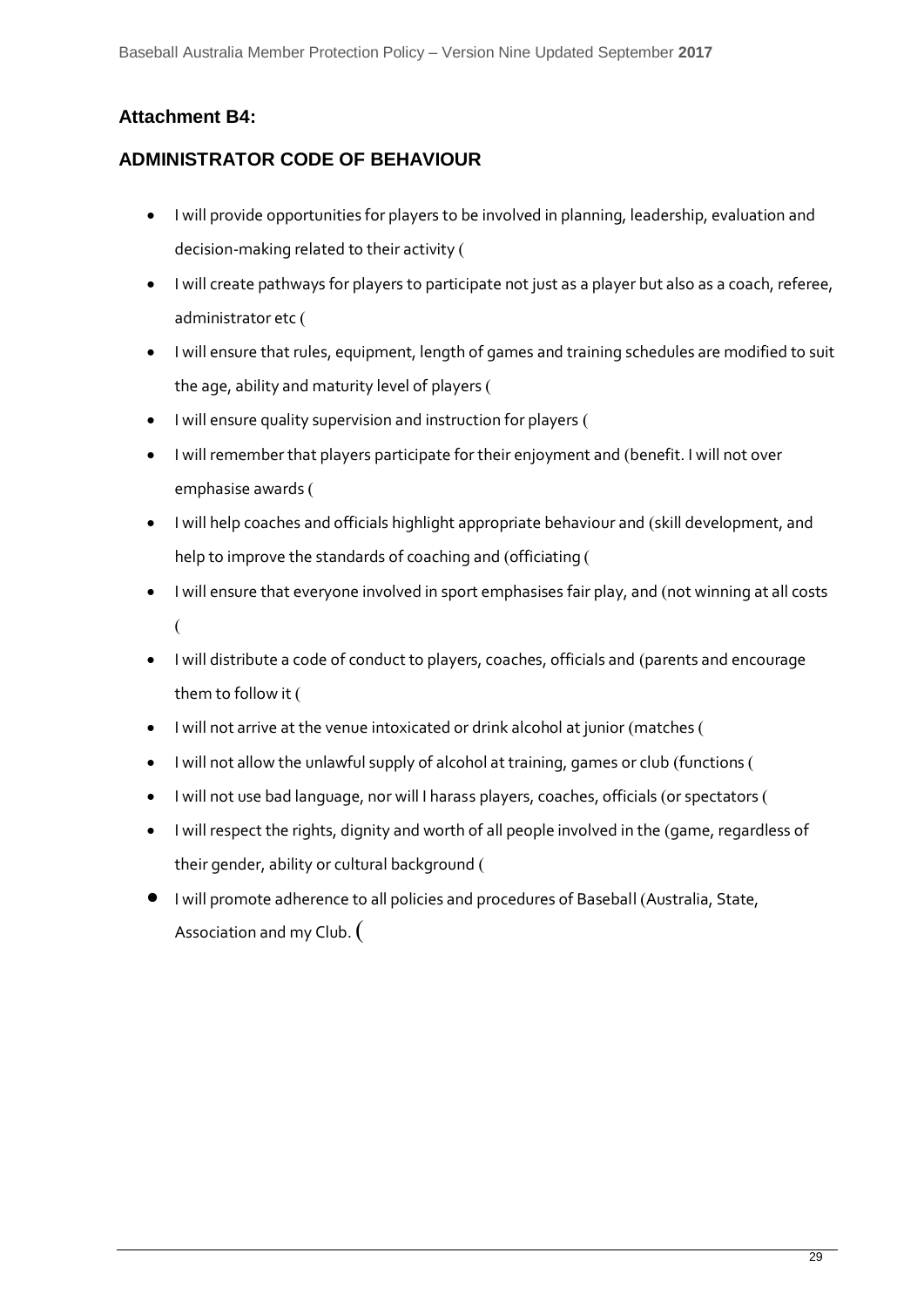## Attachment B4:

## ADMINISTRATOR CODE OF BEHAVIOUR

- I will provide opportunities for players to be involved in planning, leadership, evaluation and decision-making related to their activity (
- I will create pathways for players to participate not just as a player but also as a coach, referee, administrator etc (
- I will ensure that rules, equipment, length of games and training schedules are modified to suit the age, ability and maturity level of players (
- I will ensure quality supervision and instruction for players (
- I will remember that players participate for their enjoyment and (benefit. I will not over emphasise awards (
- I will help coaches and officials highlight appropriate behaviour and (skill development, and help to improve the standards of coaching and (officiating (
- I will ensure that everyone involved in sport emphasises fair play, and (not winning at all costs (
- I will distribute a code of conduct to players, coaches, officials and (parents and encourage them to follow it (
- I will not arrive at the venue intoxicated or drink alcohol at junior (matches (
- I will not allow the unlawful supply of alcohol at training, games or club (functions (
- I will not use bad language, nor will I harass players, coaches, officials (or spectators (
- I will respect the rights, dignity and worth of all people involved in the (game, regardless of their gender, ability or cultural background (
- I will promote adherence to all policies and procedures of Baseball (Australia, State, Association and my Club. (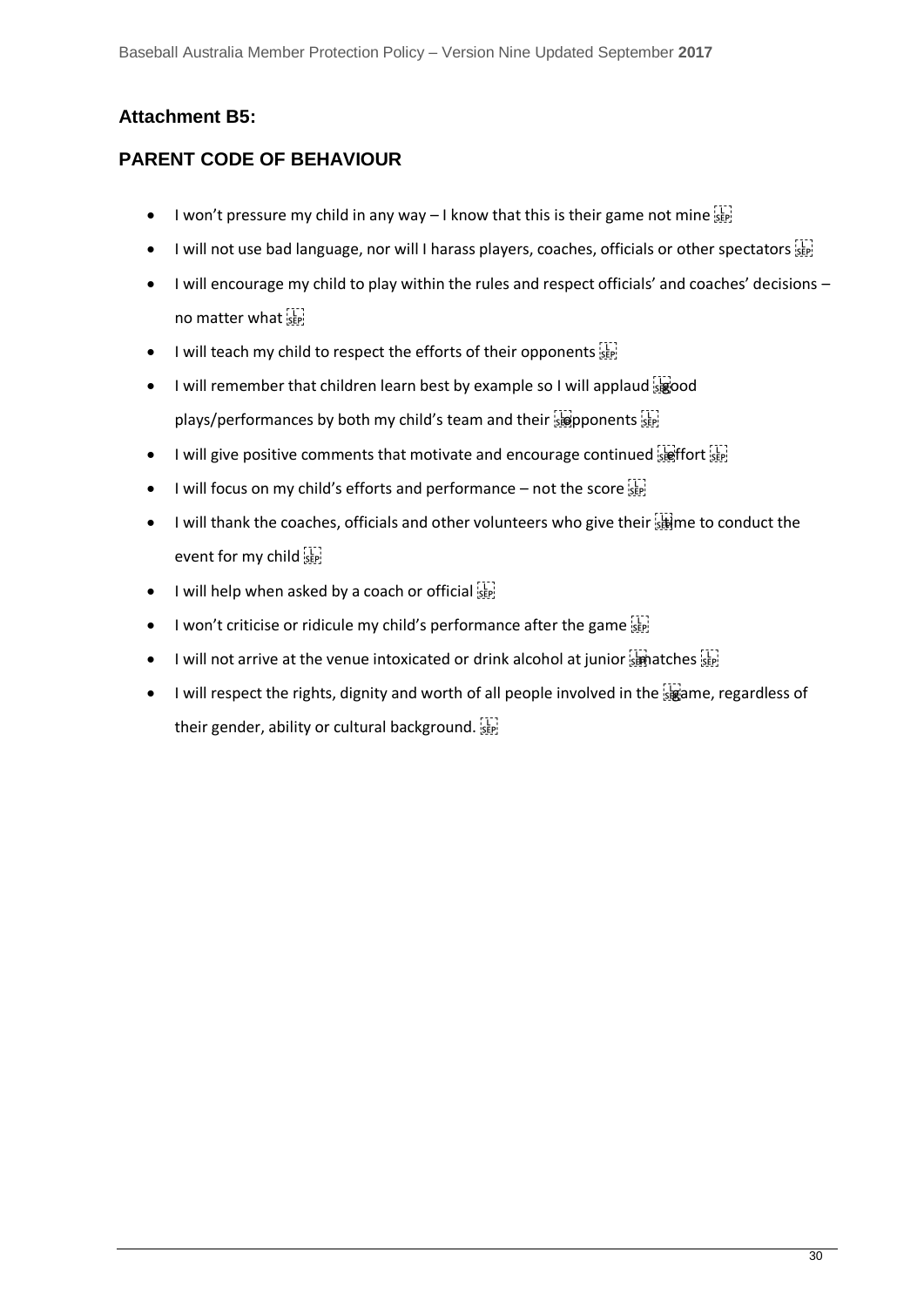### Attachment B5:

## PARENT CODE OF BEHAVIOUR

- I won't pressure my child in any way – I know that this is their game not mine
- I will not use bad language, nor will I harass players, coaches, officials or other spectators
- I will encourage my child to play within the rules and respect officials' and coaches' decisions – no matter what
- I will teach my child to respect the efforts of their opponents
- I will remember that children learn best by example so I will applaud good plays/performances by both my child's team and their opponents
- I will give positive comments that motivate and encourage continued effort
- I will focus on my child's efforts and performance – not the score
- I will thank the coaches, officials and other volunteers who give their time to conduct the event for my child
- I will help when asked by a coach or official
- I won't criticise or ridicule my child's performance after the game
- I will not arrive at the venue intoxicated or drink alcohol at junior matches
- I will respect the rights, dignity and worth of all people involved in the game, regardless of their gender, ability or cultural background.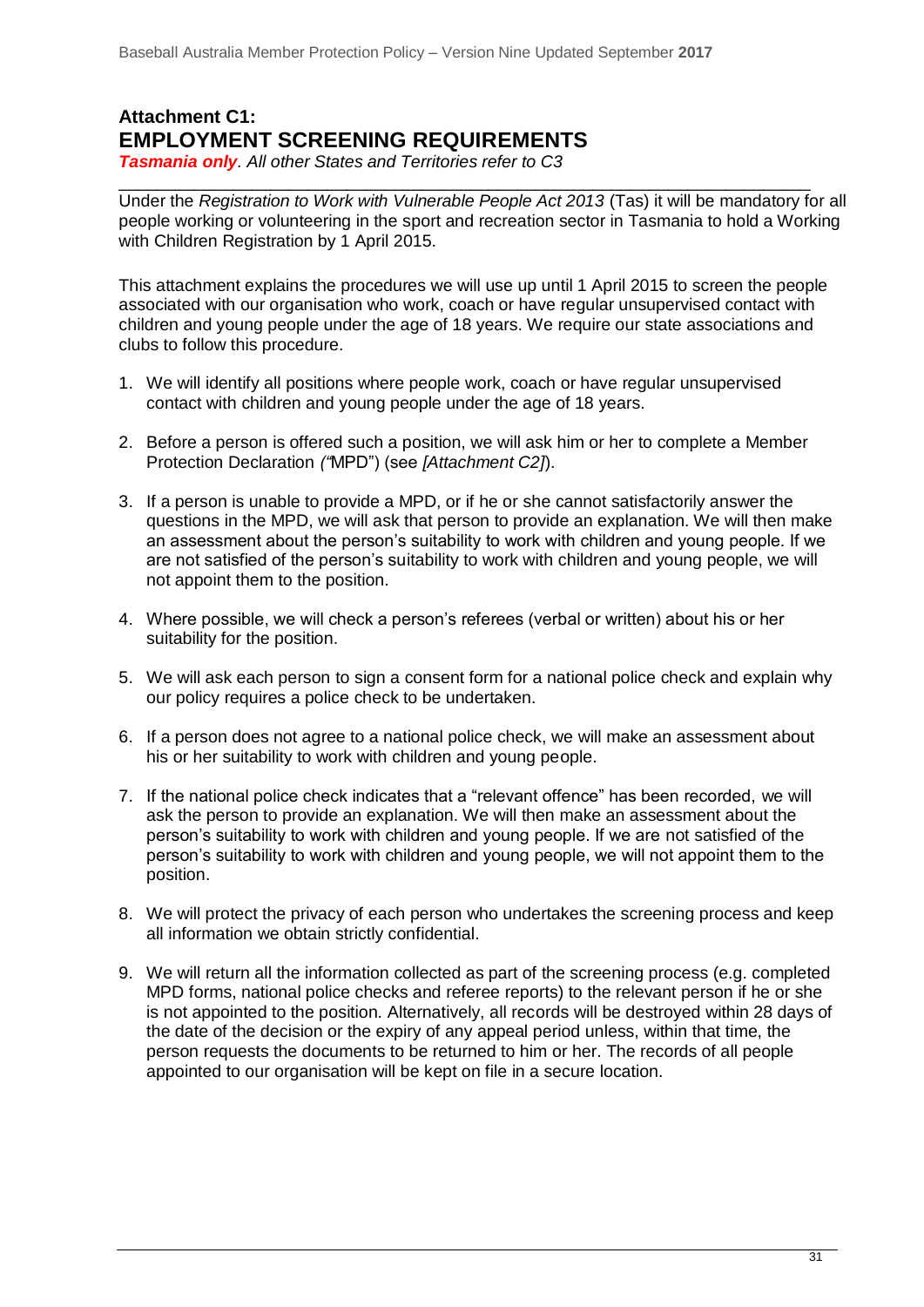## Attachment C1:
## EMPLOYMENT SCREENING REQUIREMENTS

***Tasmania only***. *All other States and Territories refer to C3*

---

Under the *Registration to Work with Vulnerable People Act 2013* (Tas) it will be mandatory for all people working or volunteering in the sport and recreation sector in Tasmania to hold a Working with Children Registration by 1 April 2015.

This attachment explains the procedures we will use up until 1 April 2015 to screen the people associated with our organisation who work, coach or have regular unsupervised contact with children and young people under the age of 18 years. We require our state associations and clubs to follow this procedure.

1. We will identify all positions where people work, coach or have regular unsupervised contact with children and young people under the age of 18 years.

2. Before a person is offered such a position, we will ask him or her to complete a Member Protection Declaration *("*MPD") (see *[Attachment C2]*).

3. If a person is unable to provide a MPD, or if he or she cannot satisfactorily answer the questions in the MPD, we will ask that person to provide an explanation. We will then make an assessment about the person's suitability to work with children and young people. If we are not satisfied of the person's suitability to work with children and young people, we will not appoint them to the position.

4. Where possible, we will check a person's referees (verbal or written) about his or her suitability for the position.

5. We will ask each person to sign a consent form for a national police check and explain why our policy requires a police check to be undertaken.

6. If a person does not agree to a national police check, we will make an assessment about his or her suitability to work with children and young people.

7. If the national police check indicates that a "relevant offence" has been recorded, we will ask the person to provide an explanation. We will then make an assessment about the person's suitability to work with children and young people. If we are not satisfied of the person's suitability to work with children and young people, we will not appoint them to the position.

8. We will protect the privacy of each person who undertakes the screening process and keep all information we obtain strictly confidential.

9. We will return all the information collected as part of the screening process (e.g. completed MPD forms, national police checks and referee reports) to the relevant person if he or she is not appointed to the position. Alternatively, all records will be destroyed within 28 days of the date of the decision or the expiry of any appeal period unless, within that time, the person requests the documents to be returned to him or her. The records of all people appointed to our organisation will be kept on file in a secure location.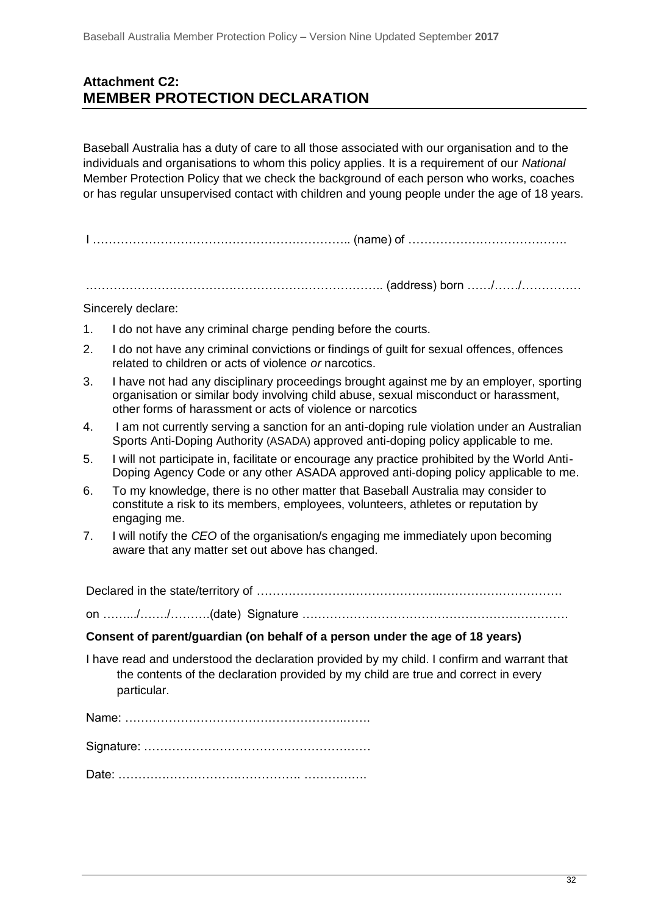## Attachment C2:
## MEMBER PROTECTION DECLARATION

Baseball Australia has a duty of care to all those associated with our organisation and to the individuals and organisations to whom this policy applies. It is a requirement of our *National* Member Protection Policy that we check the background of each person who works, coaches or has regular unsupervised contact with children and young people under the age of 18 years.

I ……………………………………………………….. (name) of ………………………………….

……………………………………………………………….. (address) born ……/……/……………

Sincerely declare:

1. I do not have any criminal charge pending before the courts.
2. I do not have any criminal convictions or findings of guilt for sexual offences, offences related to children or acts of violence *or* narcotics.
3. I have not had any disciplinary proceedings brought against me by an employer, sporting organisation or similar body involving child abuse, sexual misconduct or harassment, other forms of harassment or acts of violence or narcotics
4. I am not currently serving a sanction for an anti-doping rule violation under an Australian Sports Anti-Doping Authority (ASADA) approved anti-doping policy applicable to me.
5. I will not participate in, facilitate or encourage any practice prohibited by the World Anti-Doping Agency Code or any other ASADA approved anti-doping policy applicable to me.
6. To my knowledge, there is no other matter that Baseball Australia may consider to constitute a risk to its members, employees, volunteers, athletes or reputation by engaging me.
7. I will notify the *CEO* of the organisation/s engaging me immediately upon becoming aware that any matter set out above has changed.

Declared in the state/territory of ……………………………………………………………………

on ……../……./……….(date) Signature ……………………………………………………….

**Consent of parent/guardian (on behalf of a person under the age of 18 years)**

I have read and understood the declaration provided by my child. I confirm and warrant that the contents of the declaration provided by my child are true and correct in every particular.

Name: …………………………………………………..…….

Signature: …………………………………………………

Date: ………………………………………. …………….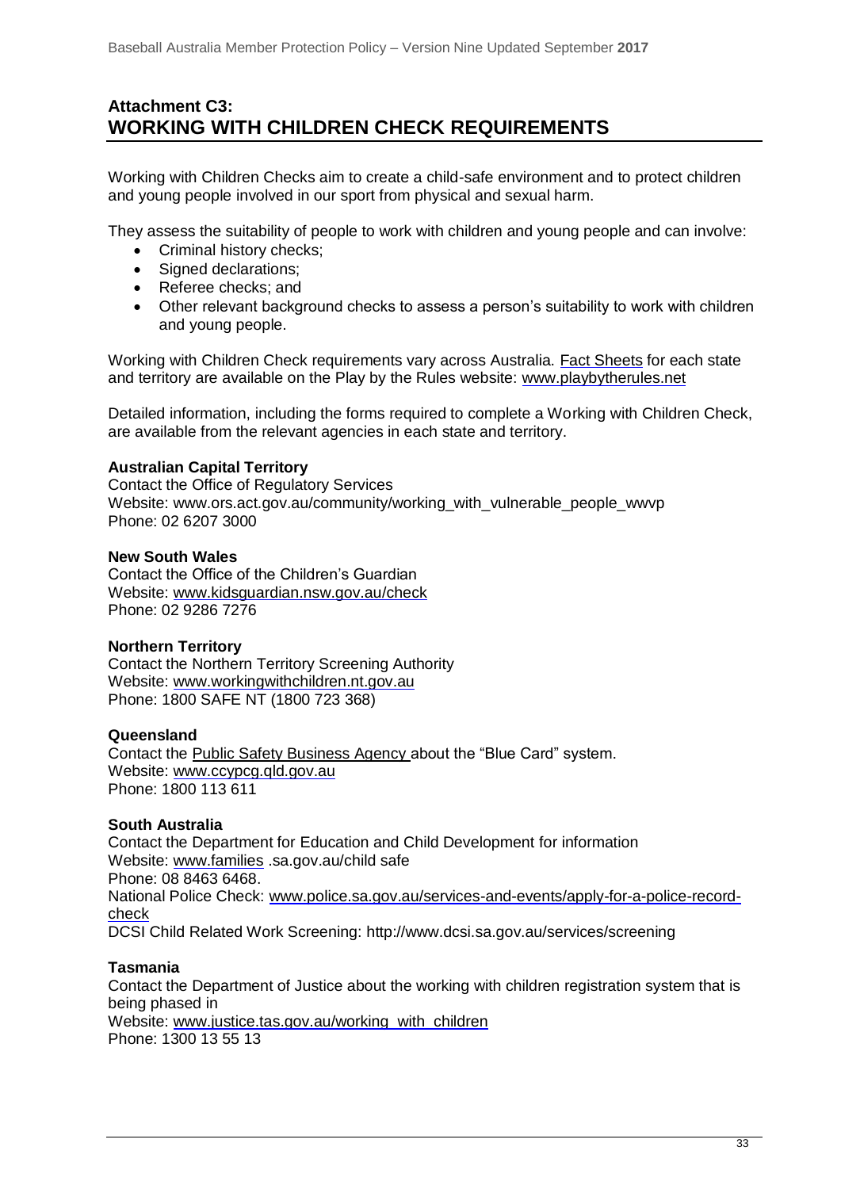## Attachment C3: WORKING WITH CHILDREN CHECK REQUIREMENTS

Working with Children Checks aim to create a child-safe environment and to protect children and young people involved in our sport from physical and sexual harm.

They assess the suitability of people to work with children and young people and can involve:

- Criminal history checks;
- Signed declarations;
- Referee checks; and
- Other relevant background checks to assess a person's suitability to work with children and young people.

Working with Children Check requirements vary across Australia. Fact Sheets for each state and territory are available on the Play by the Rules website: www.playbytherules.net

Detailed information, including the forms required to complete a Working with Children Check, are available from the relevant agencies in each state and territory.

**Australian Capital Territory**
Contact the Office of Regulatory Services
Website: www.ors.act.gov.au/community/working_with_vulnerable_people_wwvp
Phone: 02 6207 3000

**New South Wales**
Contact the Office of the Children's Guardian
Website: www.kidsguardian.nsw.gov.au/check
Phone: 02 9286 7276

**Northern Territory**
Contact the Northern Territory Screening Authority
Website: www.workingwithchildren.nt.gov.au
Phone: 1800 SAFE NT (1800 723 368)

**Queensland**
Contact the Public Safety Business Agency about the "Blue Card" system.
Website: www.ccypcg.qld.gov.au
Phone: 1800 113 611

**South Australia**
Contact the Department for Education and Child Development for information
Website: www.families .sa.gov.au/child safe
Phone: 08 8463 6468.
National Police Check: www.police.sa.gov.au/services-and-events/apply-for-a-police-record-check
DCSI Child Related Work Screening: http://www.dcsi.sa.gov.au/services/screening

**Tasmania**
Contact the Department of Justice about the working with children registration system that is being phased in
Website: www.justice.tas.gov.au/working_with_children
Phone: 1300 13 55 13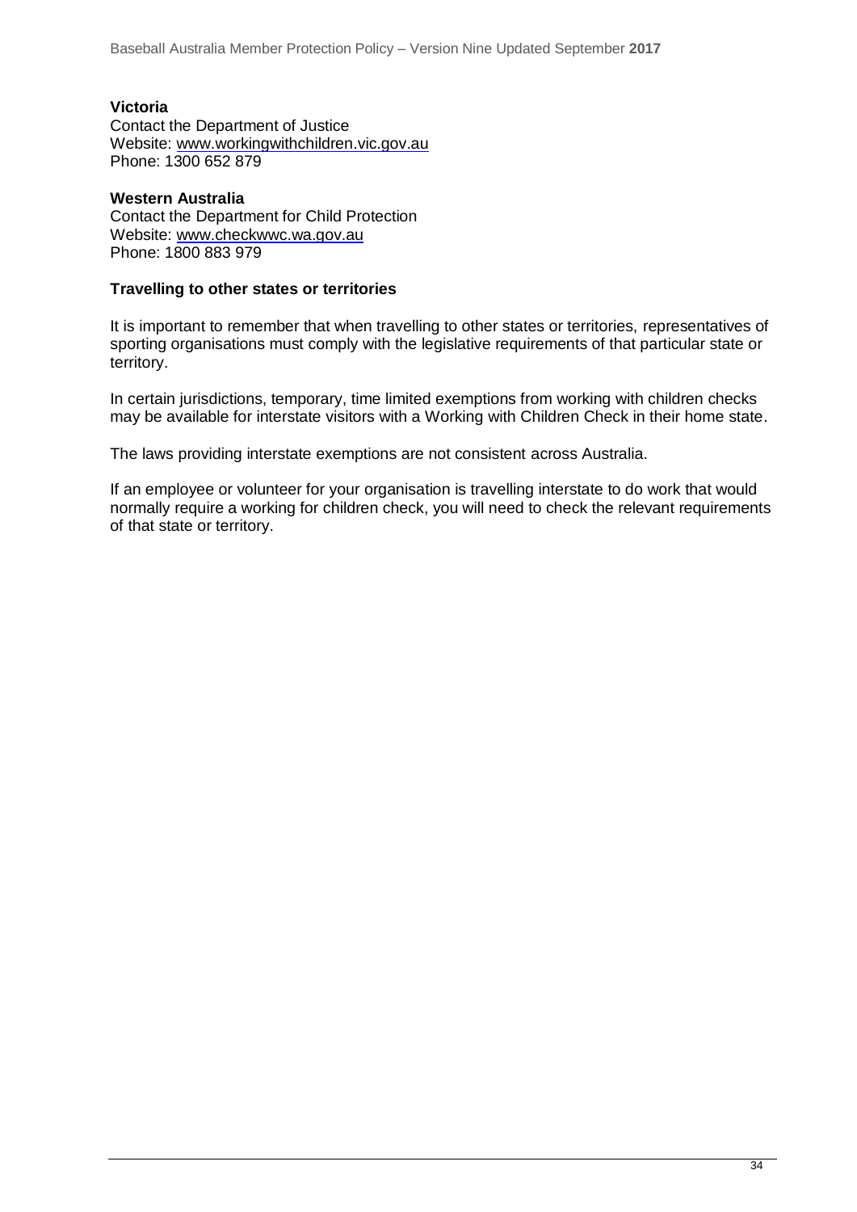**Victoria**
Contact the Department of Justice
Website: www.workingwithchildren.vic.gov.au
Phone: 1300 652 879

**Western Australia**
Contact the Department for Child Protection
Website: www.checkwwc.wa.gov.au
Phone: 1800 883 979

**Travelling to other states or territories**

It is important to remember that when travelling to other states or territories, representatives of sporting organisations must comply with the legislative requirements of that particular state or territory.

In certain jurisdictions, temporary, time limited exemptions from working with children checks may be available for interstate visitors with a Working with Children Check in their home state.

The laws providing interstate exemptions are not consistent across Australia.

If an employee or volunteer for your organisation is travelling interstate to do work that would normally require a working for children check, you will need to check the relevant requirements of that state or territory.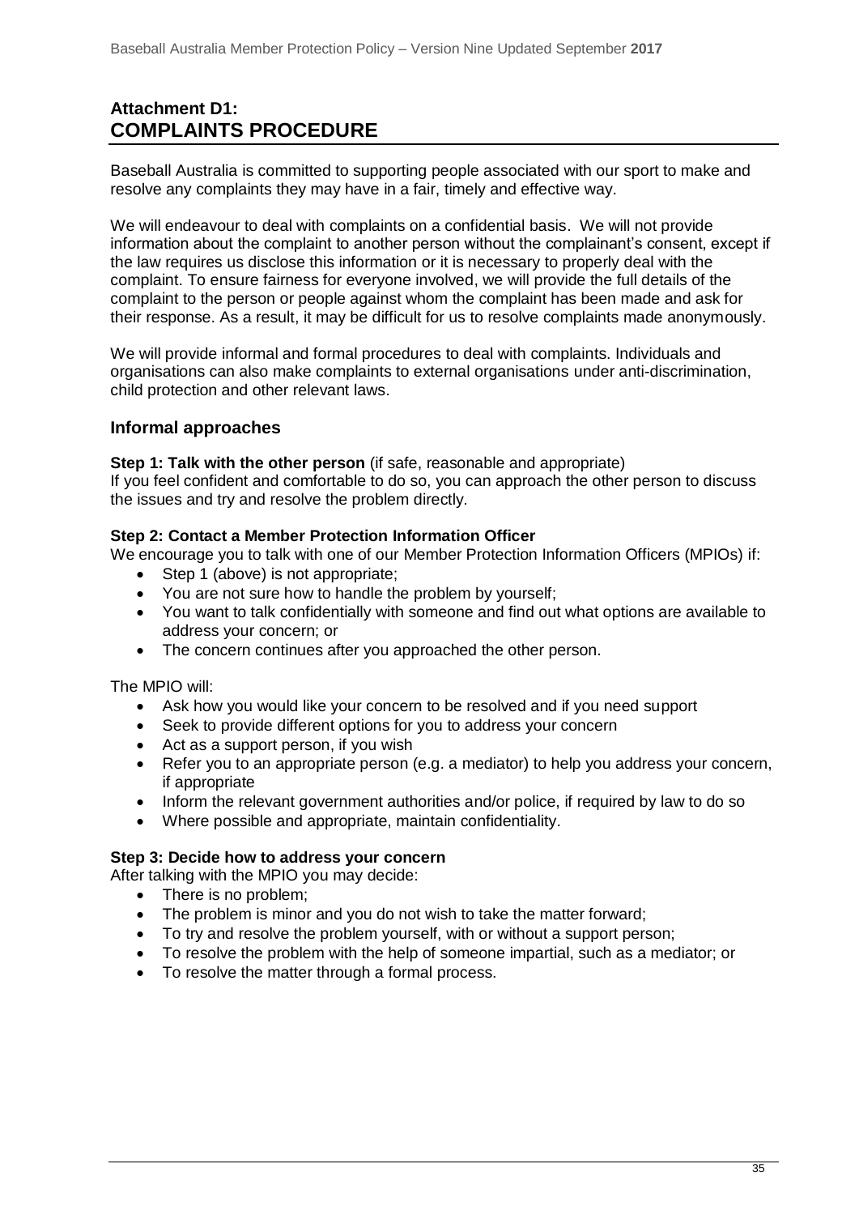## Attachment D1: COMPLAINTS PROCEDURE

Baseball Australia is committed to supporting people associated with our sport to make and resolve any complaints they may have in a fair, timely and effective way.

We will endeavour to deal with complaints on a confidential basis. We will not provide information about the complaint to another person without the complainant's consent, except if the law requires us disclose this information or it is necessary to properly deal with the complaint. To ensure fairness for everyone involved, we will provide the full details of the complaint to the person or people against whom the complaint has been made and ask for their response. As a result, it may be difficult for us to resolve complaints made anonymously.

We will provide informal and formal procedures to deal with complaints. Individuals and organisations can also make complaints to external organisations under anti-discrimination, child protection and other relevant laws.

### Informal approaches

**Step 1: Talk with the other person** (if safe, reasonable and appropriate)
If you feel confident and comfortable to do so, you can approach the other person to discuss the issues and try and resolve the problem directly.

**Step 2: Contact a Member Protection Information Officer**
We encourage you to talk with one of our Member Protection Information Officers (MPIOs) if:

- Step 1 (above) is not appropriate;
- You are not sure how to handle the problem by yourself;
- You want to talk confidentially with someone and find out what options are available to address your concern; or
- The concern continues after you approached the other person.

The MPIO will:

- Ask how you would like your concern to be resolved and if you need support
- Seek to provide different options for you to address your concern
- Act as a support person, if you wish
- Refer you to an appropriate person (e.g. a mediator) to help you address your concern, if appropriate
- Inform the relevant government authorities and/or police, if required by law to do so
- Where possible and appropriate, maintain confidentiality.

**Step 3: Decide how to address your concern**
After talking with the MPIO you may decide:

- There is no problem;
- The problem is minor and you do not wish to take the matter forward;
- To try and resolve the problem yourself, with or without a support person;
- To resolve the problem with the help of someone impartial, such as a mediator; or
- To resolve the matter through a formal process.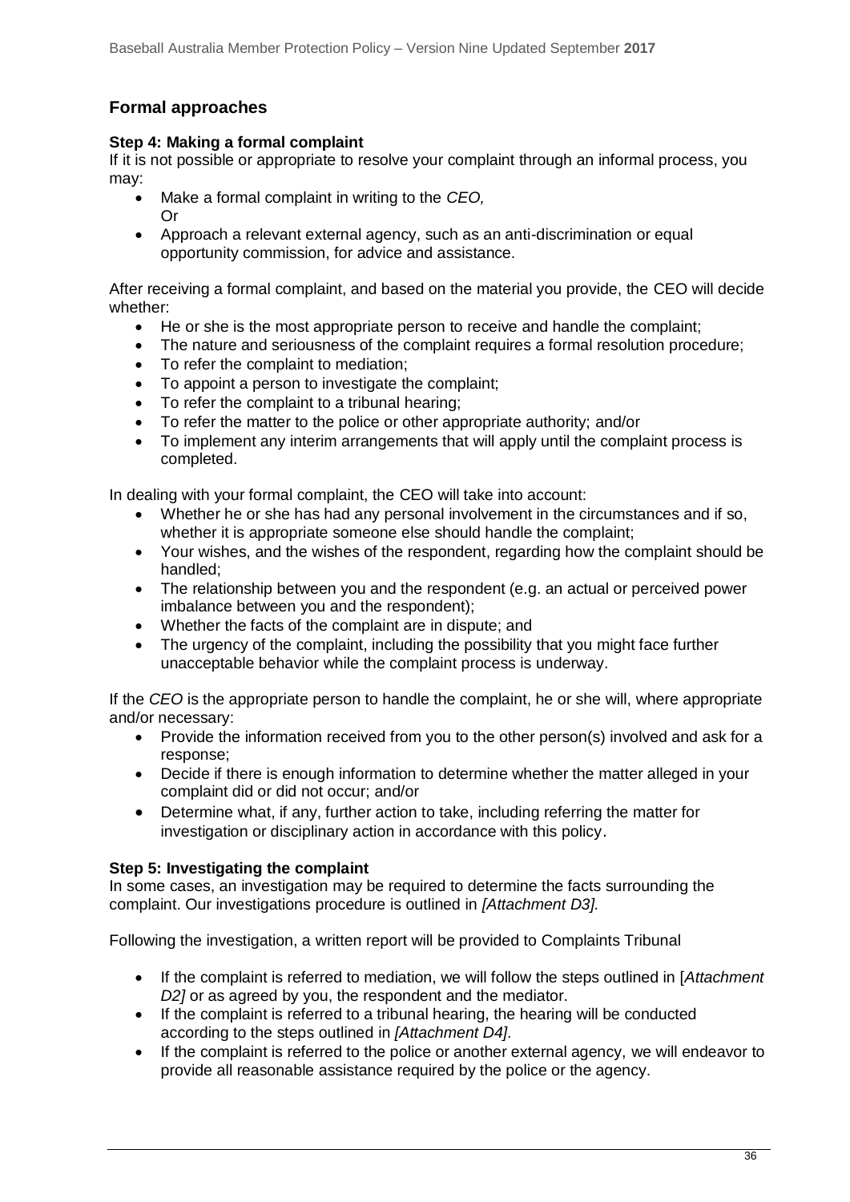## Formal approaches

**Step 4: Making a formal complaint**

If it is not possible or appropriate to resolve your complaint through an informal process, you may:

- Make a formal complaint in writing to the *CEO,*
  Or
- Approach a relevant external agency, such as an anti-discrimination or equal opportunity commission, for advice and assistance.

After receiving a formal complaint, and based on the material you provide, the CEO will decide whether:

- He or she is the most appropriate person to receive and handle the complaint;
- The nature and seriousness of the complaint requires a formal resolution procedure;
- To refer the complaint to mediation;
- To appoint a person to investigate the complaint;
- To refer the complaint to a tribunal hearing;
- To refer the matter to the police or other appropriate authority; and/or
- To implement any interim arrangements that will apply until the complaint process is completed.

In dealing with your formal complaint, the CEO will take into account:

- Whether he or she has had any personal involvement in the circumstances and if so, whether it is appropriate someone else should handle the complaint;
- Your wishes, and the wishes of the respondent, regarding how the complaint should be handled;
- The relationship between you and the respondent (e.g. an actual or perceived power imbalance between you and the respondent);
- Whether the facts of the complaint are in dispute; and
- The urgency of the complaint, including the possibility that you might face further unacceptable behavior while the complaint process is underway.

If the *CEO* is the appropriate person to handle the complaint, he or she will, where appropriate and/or necessary:

- Provide the information received from you to the other person(s) involved and ask for a response;
- Decide if there is enough information to determine whether the matter alleged in your complaint did or did not occur; and/or
- Determine what, if any, further action to take, including referring the matter for investigation or disciplinary action in accordance with this policy.

**Step 5: Investigating the complaint**

In some cases, an investigation may be required to determine the facts surrounding the complaint. Our investigations procedure is outlined in *[Attachment D3].*

Following the investigation, a written report will be provided to Complaints Tribunal

- If the complaint is referred to mediation, we will follow the steps outlined in [*Attachment D2]* or as agreed by you, the respondent and the mediator.
- If the complaint is referred to a tribunal hearing, the hearing will be conducted according to the steps outlined in *[Attachment D4]*.
- If the complaint is referred to the police or another external agency, we will endeavor to provide all reasonable assistance required by the police or the agency.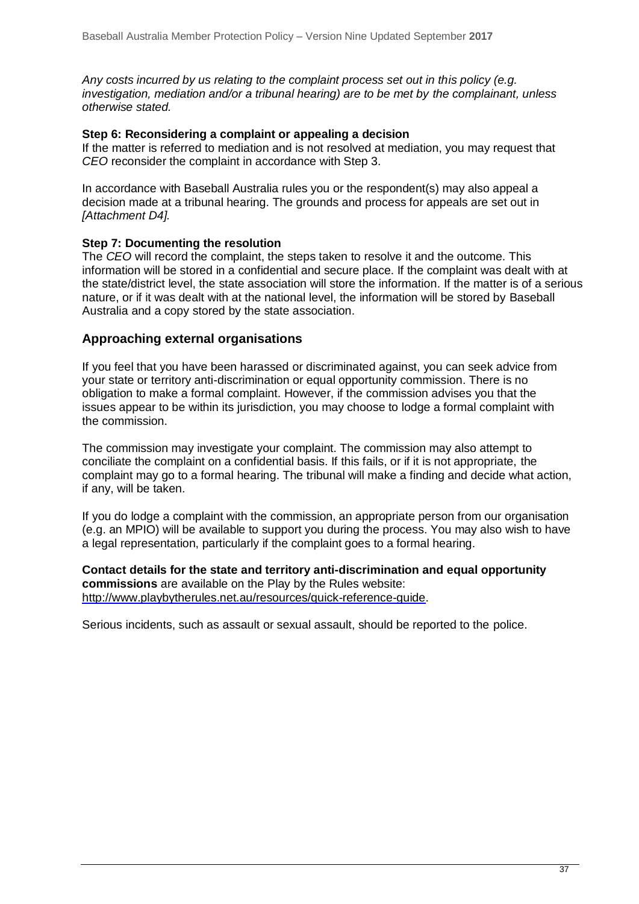*Any costs incurred by us relating to the complaint process set out in this policy (e.g. investigation, mediation and/or a tribunal hearing) are to be met by the complainant, unless otherwise stated.*

**Step 6: Reconsidering a complaint or appealing a decision**

If the matter is referred to mediation and is not resolved at mediation, you may request that *CEO* reconsider the complaint in accordance with Step 3.

In accordance with Baseball Australia rules you or the respondent(s) may also appeal a decision made at a tribunal hearing. The grounds and process for appeals are set out in *[Attachment D4].*

**Step 7: Documenting the resolution**

The *CEO* will record the complaint, the steps taken to resolve it and the outcome. This information will be stored in a confidential and secure place. If the complaint was dealt with at the state/district level, the state association will store the information. If the matter is of a serious nature, or if it was dealt with at the national level, the information will be stored by Baseball Australia and a copy stored by the state association.

## Approaching external organisations

If you feel that you have been harassed or discriminated against, you can seek advice from your state or territory anti-discrimination or equal opportunity commission. There is no obligation to make a formal complaint. However, if the commission advises you that the issues appear to be within its jurisdiction, you may choose to lodge a formal complaint with the commission.

The commission may investigate your complaint. The commission may also attempt to conciliate the complaint on a confidential basis. If this fails, or if it is not appropriate, the complaint may go to a formal hearing. The tribunal will make a finding and decide what action, if any, will be taken.

If you do lodge a complaint with the commission, an appropriate person from our organisation (e.g. an MPIO) will be available to support you during the process. You may also wish to have a legal representation, particularly if the complaint goes to a formal hearing.

**Contact details for the state and territory anti-discrimination and equal opportunity commissions** are available on the Play by the Rules website: http://www.playbytherules.net.au/resources/quick-reference-guide.

Serious incidents, such as assault or sexual assault, should be reported to the police.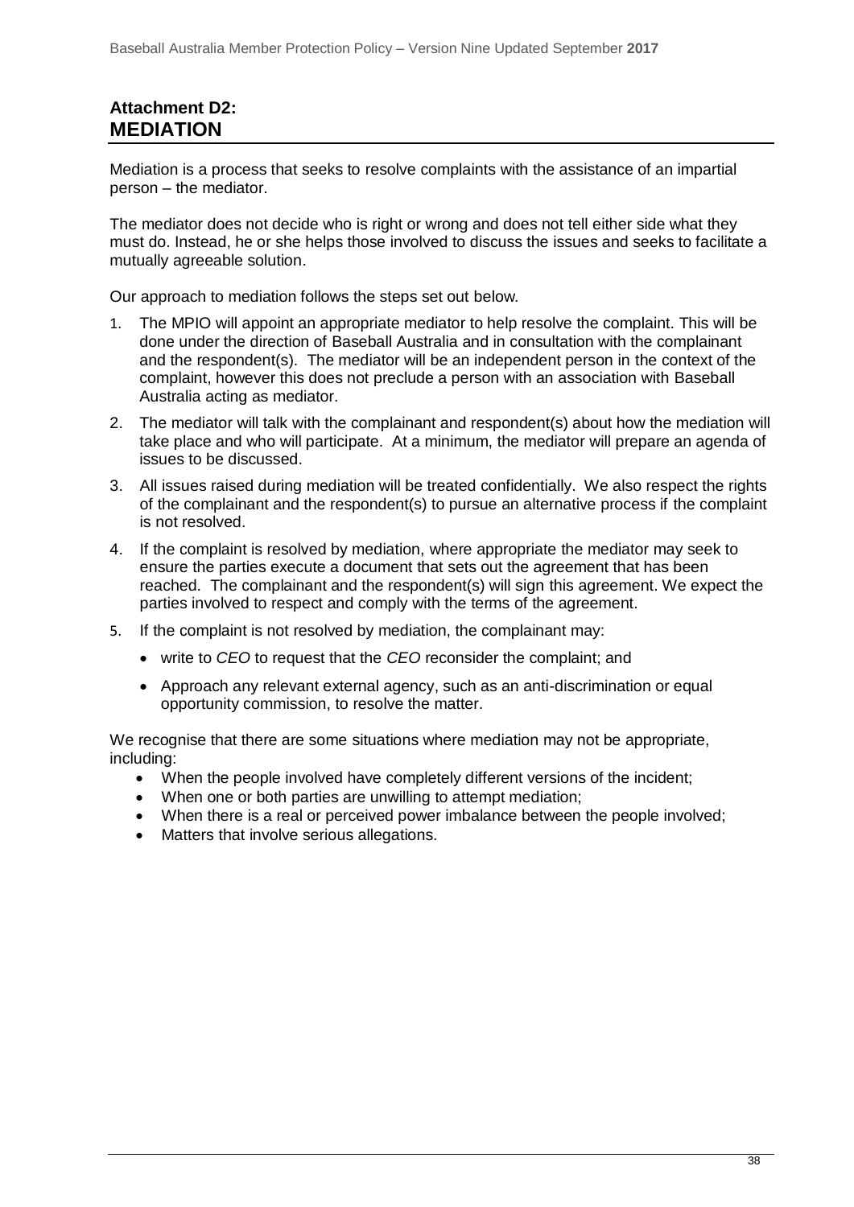## Attachment D2:
## MEDIATION

Mediation is a process that seeks to resolve complaints with the assistance of an impartial person – the mediator.

The mediator does not decide who is right or wrong and does not tell either side what they must do. Instead, he or she helps those involved to discuss the issues and seeks to facilitate a mutually agreeable solution.

Our approach to mediation follows the steps set out below.

1. The MPIO will appoint an appropriate mediator to help resolve the complaint. This will be done under the direction of Baseball Australia and in consultation with the complainant and the respondent(s). The mediator will be an independent person in the context of the complaint, however this does not preclude a person with an association with Baseball Australia acting as mediator.
2. The mediator will talk with the complainant and respondent(s) about how the mediation will take place and who will participate. At a minimum, the mediator will prepare an agenda of issues to be discussed.
3. All issues raised during mediation will be treated confidentially. We also respect the rights of the complainant and the respondent(s) to pursue an alternative process if the complaint is not resolved.
4. If the complaint is resolved by mediation, where appropriate the mediator may seek to ensure the parties execute a document that sets out the agreement that has been reached. The complainant and the respondent(s) will sign this agreement. We expect the parties involved to respect and comply with the terms of the agreement.
5. If the complaint is not resolved by mediation, the complainant may:
   - write to *CEO* to request that the *CEO* reconsider the complaint; and
   - Approach any relevant external agency, such as an anti-discrimination or equal opportunity commission, to resolve the matter.

We recognise that there are some situations where mediation may not be appropriate, including:

- When the people involved have completely different versions of the incident;
- When one or both parties are unwilling to attempt mediation;
- When there is a real or perceived power imbalance between the people involved;
- Matters that involve serious allegations.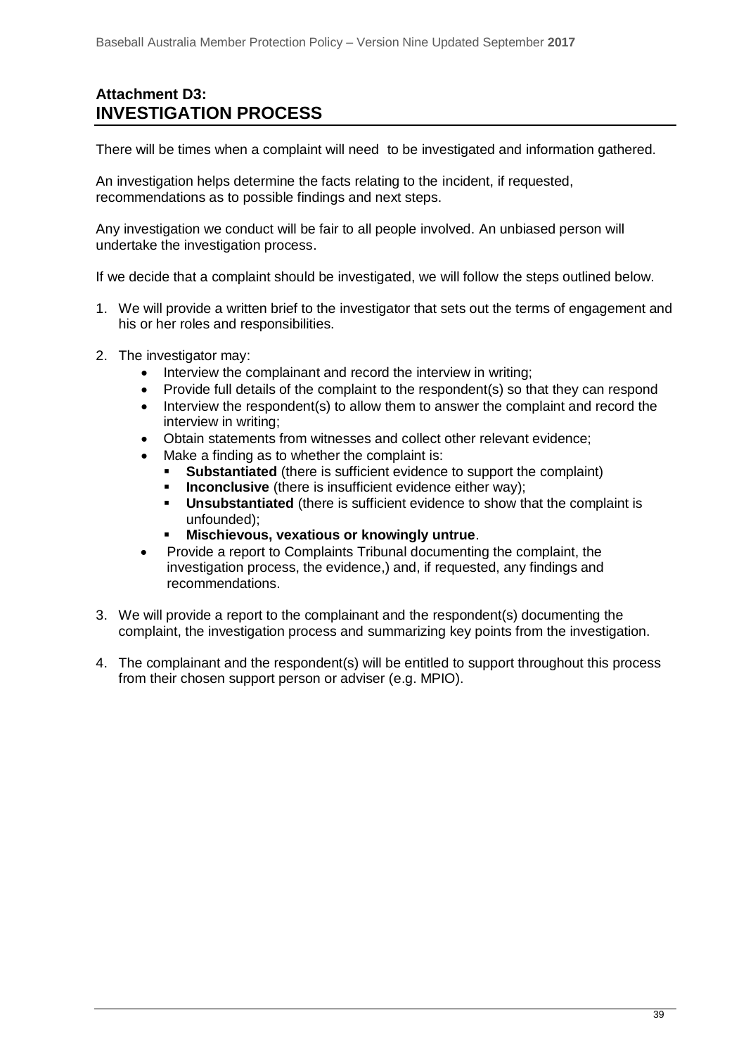## Attachment D3:
## INVESTIGATION PROCESS

There will be times when a complaint will need to be investigated and information gathered.

An investigation helps determine the facts relating to the incident, if requested, recommendations as to possible findings and next steps.

Any investigation we conduct will be fair to all people involved. An unbiased person will undertake the investigation process.

If we decide that a complaint should be investigated, we will follow the steps outlined below.

1. We will provide a written brief to the investigator that sets out the terms of engagement and his or her roles and responsibilities.

2. The investigator may:
   - Interview the complainant and record the interview in writing;
   - Provide full details of the complaint to the respondent(s) so that they can respond
   - Interview the respondent(s) to allow them to answer the complaint and record the interview in writing;
   - Obtain statements from witnesses and collect other relevant evidence;
   - Make a finding as to whether the complaint is:
     - **Substantiated** (there is sufficient evidence to support the complaint)
     - **Inconclusive** (there is insufficient evidence either way);
     - **Unsubstantiated** (there is sufficient evidence to show that the complaint is unfounded);
     - **Mischievous, vexatious or knowingly untrue**.
   - Provide a report to Complaints Tribunal documenting the complaint, the investigation process, the evidence,) and, if requested, any findings and recommendations.

3. We will provide a report to the complainant and the respondent(s) documenting the complaint, the investigation process and summarizing key points from the investigation.

4. The complainant and the respondent(s) will be entitled to support throughout this process from their chosen support person or adviser (e.g. MPIO).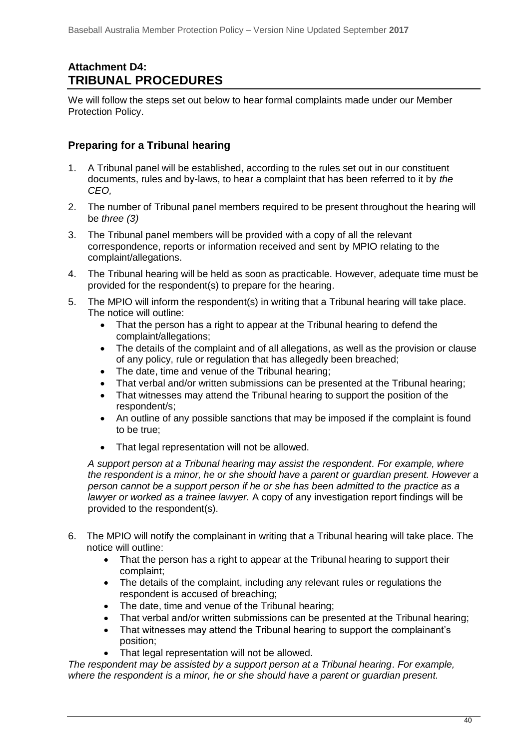## Attachment D4:
# TRIBUNAL PROCEDURES

We will follow the steps set out below to hear formal complaints made under our Member Protection Policy.

### Preparing for a Tribunal hearing

1. A Tribunal panel will be established, according to the rules set out in our constituent documents, rules and by-laws, to hear a complaint that has been referred to it by *the CEO,*
2. The number of Tribunal panel members required to be present throughout the hearing will be *three (3)*
3. The Tribunal panel members will be provided with a copy of all the relevant correspondence, reports or information received and sent by MPIO relating to the complaint/allegations.
4. The Tribunal hearing will be held as soon as practicable. However, adequate time must be provided for the respondent(s) to prepare for the hearing.
5. The MPIO will inform the respondent(s) in writing that a Tribunal hearing will take place. The notice will outline:
   - That the person has a right to appear at the Tribunal hearing to defend the complaint/allegations;
   - The details of the complaint and of all allegations, as well as the provision or clause of any policy, rule or regulation that has allegedly been breached;
   - The date, time and venue of the Tribunal hearing;
   - That verbal and/or written submissions can be presented at the Tribunal hearing;
   - That witnesses may attend the Tribunal hearing to support the position of the respondent/s;
   - An outline of any possible sanctions that may be imposed if the complaint is found to be true;
   - That legal representation will not be allowed.

   *A support person at a Tribunal hearing may assist the respondent. For example, where the respondent is a minor, he or she should have a parent or guardian present. However a person cannot be a support person if he or she has been admitted to the practice as a lawyer or worked as a trainee lawyer.* A copy of any investigation report findings will be provided to the respondent(s).

6. The MPIO will notify the complainant in writing that a Tribunal hearing will take place. The notice will outline:
   - That the person has a right to appear at the Tribunal hearing to support their complaint;
   - The details of the complaint, including any relevant rules or regulations the respondent is accused of breaching;
   - The date, time and venue of the Tribunal hearing;
   - That verbal and/or written submissions can be presented at the Tribunal hearing;
   - That witnesses may attend the Tribunal hearing to support the complainant's position;
   - That legal representation will not be allowed.

*The respondent may be assisted by a support person at a Tribunal hearing. For example, where the respondent is a minor, he or she should have a parent or guardian present.*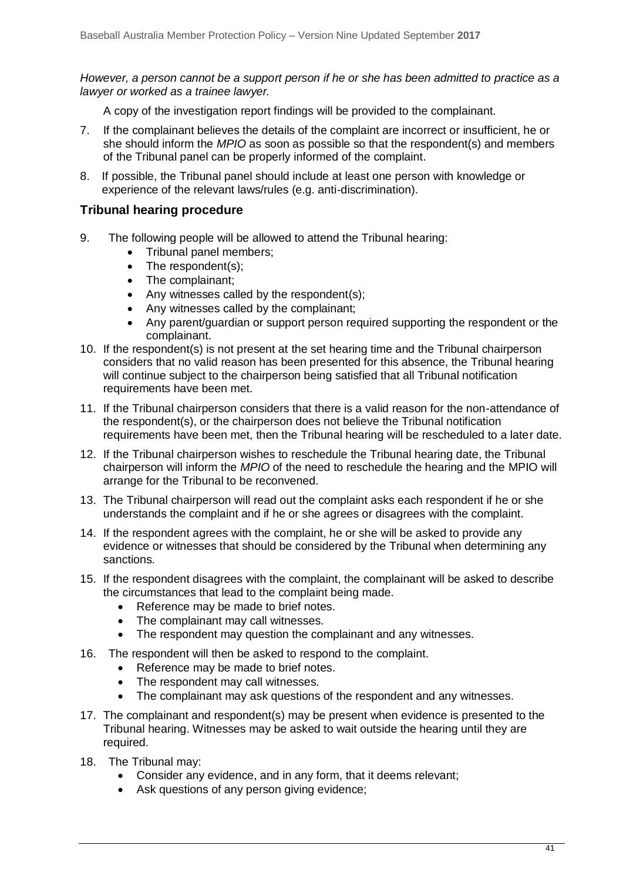*However, a person cannot be a support person if he or she has been admitted to practice as a lawyer or worked as a trainee lawyer.*

A copy of the investigation report findings will be provided to the complainant.

7. If the complainant believes the details of the complaint are incorrect or insufficient, he or she should inform the *MPIO* as soon as possible so that the respondent(s) and members of the Tribunal panel can be properly informed of the complaint.
8. If possible, the Tribunal panel should include at least one person with knowledge or experience of the relevant laws/rules (e.g. anti-discrimination).

## Tribunal hearing procedure

9. The following people will be allowed to attend the Tribunal hearing:
    - Tribunal panel members;
    - The respondent(s);
    - The complainant;
    - Any witnesses called by the respondent(s);
    - Any witnesses called by the complainant;
    - Any parent/guardian or support person required supporting the respondent or the complainant.
10. If the respondent(s) is not present at the set hearing time and the Tribunal chairperson considers that no valid reason has been presented for this absence, the Tribunal hearing will continue subject to the chairperson being satisfied that all Tribunal notification requirements have been met.
11. If the Tribunal chairperson considers that there is a valid reason for the non-attendance of the respondent(s), or the chairperson does not believe the Tribunal notification requirements have been met, then the Tribunal hearing will be rescheduled to a later date.
12. If the Tribunal chairperson wishes to reschedule the Tribunal hearing date, the Tribunal chairperson will inform the *MPIO* of the need to reschedule the hearing and the MPIO will arrange for the Tribunal to be reconvened.
13. The Tribunal chairperson will read out the complaint asks each respondent if he or she understands the complaint and if he or she agrees or disagrees with the complaint.
14. If the respondent agrees with the complaint, he or she will be asked to provide any evidence or witnesses that should be considered by the Tribunal when determining any sanctions.
15. If the respondent disagrees with the complaint, the complainant will be asked to describe the circumstances that lead to the complaint being made.
    - Reference may be made to brief notes.
    - The complainant may call witnesses.
    - The respondent may question the complainant and any witnesses.
16. The respondent will then be asked to respond to the complaint.
    - Reference may be made to brief notes.
    - The respondent may call witnesses.
    - The complainant may ask questions of the respondent and any witnesses.
17. The complainant and respondent(s) may be present when evidence is presented to the Tribunal hearing. Witnesses may be asked to wait outside the hearing until they are required.
18. The Tribunal may:
    - Consider any evidence, and in any form, that it deems relevant;
    - Ask questions of any person giving evidence;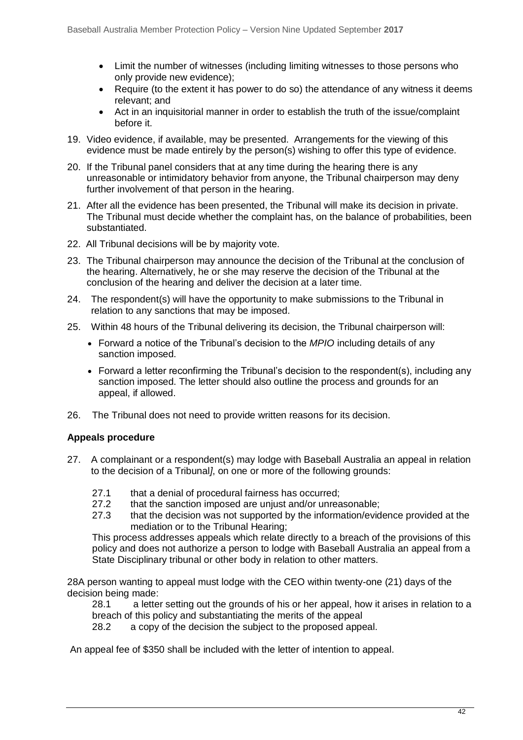- Limit the number of witnesses (including limiting witnesses to those persons who only provide new evidence);
- Require (to the extent it has power to do so) the attendance of any witness it deems relevant; and
- Act in an inquisitorial manner in order to establish the truth of the issue/complaint before it.

19. Video evidence, if available, may be presented. Arrangements for the viewing of this evidence must be made entirely by the person(s) wishing to offer this type of evidence.
20. If the Tribunal panel considers that at any time during the hearing there is any unreasonable or intimidatory behavior from anyone, the Tribunal chairperson may deny further involvement of that person in the hearing.
21. After all the evidence has been presented, the Tribunal will make its decision in private. The Tribunal must decide whether the complaint has, on the balance of probabilities, been substantiated.
22. All Tribunal decisions will be by majority vote.
23. The Tribunal chairperson may announce the decision of the Tribunal at the conclusion of the hearing. Alternatively, he or she may reserve the decision of the Tribunal at the conclusion of the hearing and deliver the decision at a later time.
24. The respondent(s) will have the opportunity to make submissions to the Tribunal in relation to any sanctions that may be imposed.
25. Within 48 hours of the Tribunal delivering its decision, the Tribunal chairperson will:
    - Forward a notice of the Tribunal's decision to the *MPIO* including details of any sanction imposed.
    - Forward a letter reconfirming the Tribunal's decision to the respondent(s), including any sanction imposed. The letter should also outline the process and grounds for an appeal, if allowed.
26. The Tribunal does not need to provide written reasons for its decision.

**Appeals procedure**

27. A complainant or a respondent(s) may lodge with Baseball Australia an appeal in relation to the decision of a Tribunal*]*, on one or more of the following grounds:

    27.1 that a denial of procedural fairness has occurred;
    27.2 that the sanction imposed are unjust and/or unreasonable;
    27.3 that the decision was not supported by the information/evidence provided at the mediation or to the Tribunal Hearing;

    This process addresses appeals which relate directly to a breach of the provisions of this policy and does not authorize a person to lodge with Baseball Australia an appeal from a State Disciplinary tribunal or other body in relation to other matters.

28A person wanting to appeal must lodge with the CEO within twenty-one (21) days of the decision being made:

28.1 a letter setting out the grounds of his or her appeal, how it arises in relation to a breach of this policy and substantiating the merits of the appeal
28.2 a copy of the decision the subject to the proposed appeal.

An appeal fee of $350 shall be included with the letter of intention to appeal.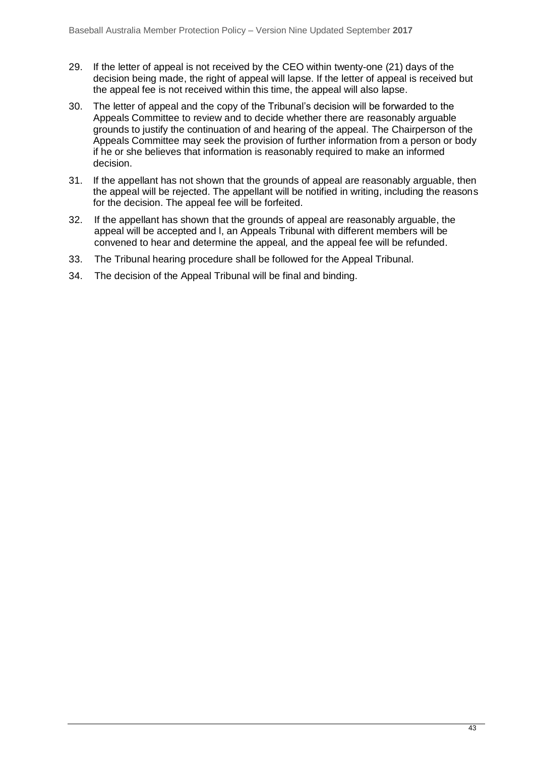29. If the letter of appeal is not received by the CEO within twenty-one (21) days of the decision being made, the right of appeal will lapse. If the letter of appeal is received but the appeal fee is not received within this time, the appeal will also lapse.
30. The letter of appeal and the copy of the Tribunal's decision will be forwarded to the Appeals Committee to review and to decide whether there are reasonably arguable grounds to justify the continuation of and hearing of the appeal. The Chairperson of the Appeals Committee may seek the provision of further information from a person or body if he or she believes that information is reasonably required to make an informed decision.
31. If the appellant has not shown that the grounds of appeal are reasonably arguable, then the appeal will be rejected. The appellant will be notified in writing, including the reasons for the decision. The appeal fee will be forfeited.
32. If the appellant has shown that the grounds of appeal are reasonably arguable, the appeal will be accepted and I, an Appeals Tribunal with different members will be convened to hear and determine the appeal, and the appeal fee will be refunded.
33. The Tribunal hearing procedure shall be followed for the Appeal Tribunal.
34. The decision of the Appeal Tribunal will be final and binding.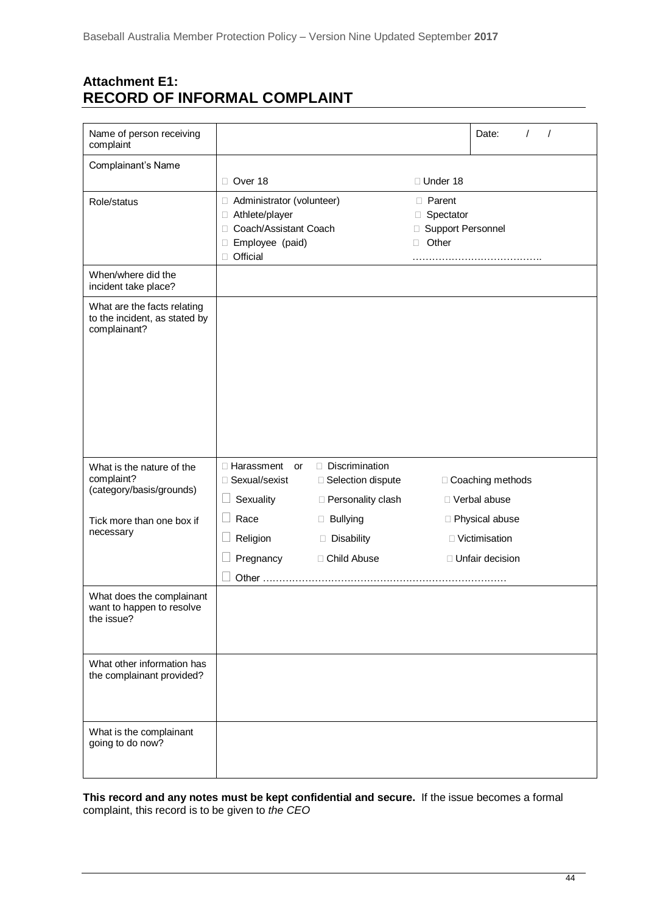## Attachment E1:
## RECORD OF INFORMAL COMPLAINT

| | | |
|---|---|---|
| Name of person receiving complaint | | Date: / / |
| Complainant's Name | ☐ Over 18 ☐ Under 18 | |
| Role/status | ☐ Administrator (volunteer)<br>☐ Athlete/player<br>☐ Coach/Assistant Coach<br>☐ Employee (paid)<br>☐ Official<br>☐ Parent<br>☐ Spectator<br>☐ Support Personnel<br>☐ Other ………………………………. | |
| When/where did the incident take place? | | |
| What are the facts relating to the incident, as stated by complainant? | | |
| What is the nature of the complaint? (category/basis/grounds)<br><br>Tick more than one box if necessary | ☐ Harassment or ☐ Discrimination<br>☐ Sexual/sexist ☐ Selection dispute ☐ Coaching methods<br>☐ Sexuality ☐ Personality clash ☐ Verbal abuse<br>☐ Race ☐ Bullying ☐ Physical abuse<br>☐ Religion ☐ Disability ☐ Victimisation<br>☐ Pregnancy ☐ Child Abuse ☐ Unfair decision<br>☐ Other ………………………………………………………………… | |
| What does the complainant want to happen to resolve the issue? | | |
| What other information has the complainant provided? | | |
| What is the complainant going to do now? | | |

**This record and any notes must be kept confidential and secure.** If the issue becomes a formal complaint, this record is to be given to *the CEO*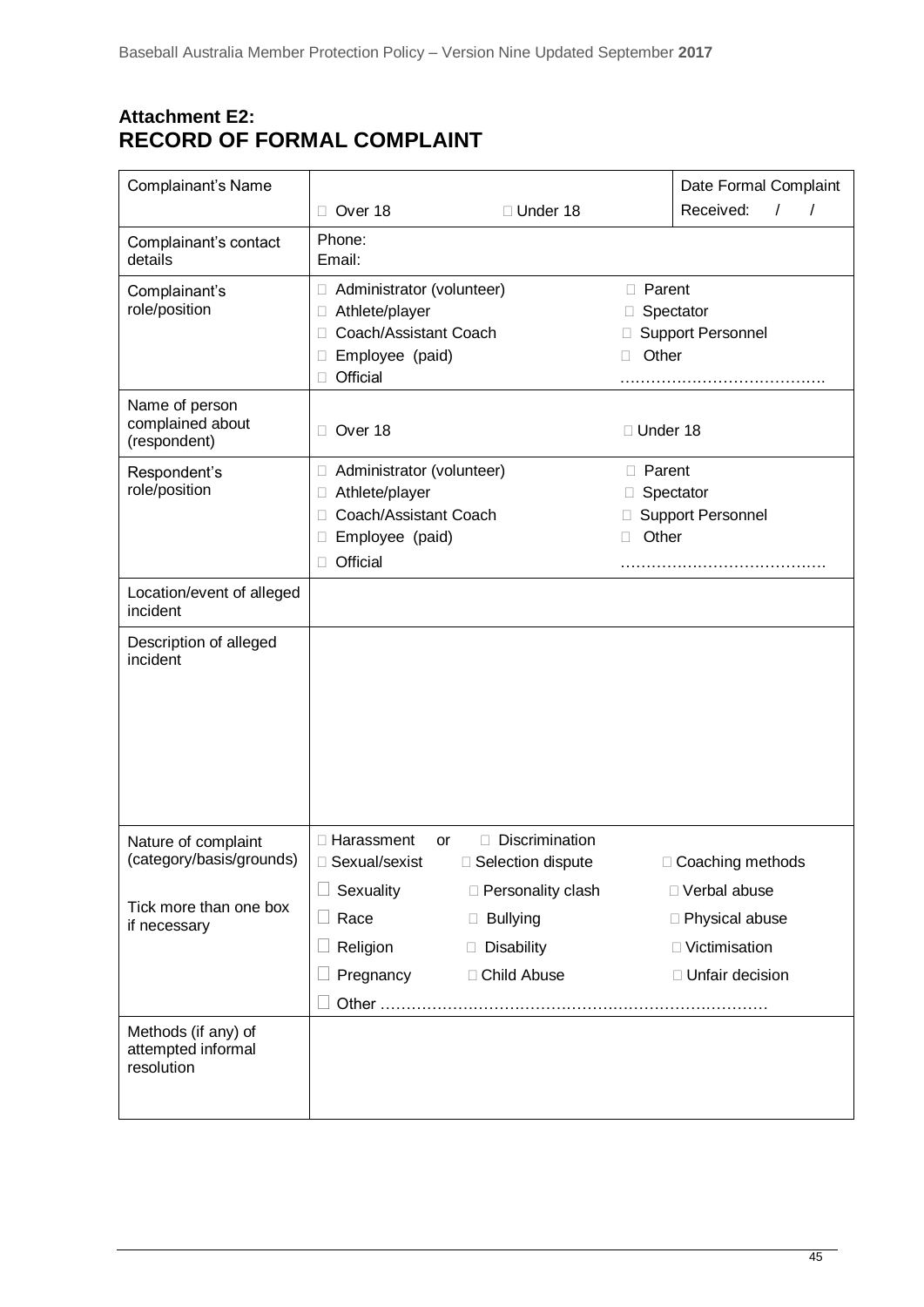## Attachment E2:
## RECORD OF FORMAL COMPLAINT

| Complainant's Name | ☐ Over 18 ☐ Under 18 | Date Formal Complaint Received: / / |
|---|---|---|
| Complainant's contact details | Phone:<br>Email: | |
| Complainant's role/position | ☐ Administrator (volunteer)<br>☐ Athlete/player<br>☐ Coach/Assistant Coach<br>☐ Employee (paid)<br>☐ Official | ☐ Parent<br>☐ Spectator<br>☐ Support Personnel<br>☐ Other<br>………………………………… |
| Name of person complained about (respondent) | ☐ Over 18 | ☐ Under 18 |
| Respondent's role/position | ☐ Administrator (volunteer)<br>☐ Athlete/player<br>☐ Coach/Assistant Coach<br>☐ Employee (paid)<br>☐ Official | ☐ Parent<br>☐ Spectator<br>☐ Support Personnel<br>☐ Other<br>………………………………… |
| Location/event of alleged incident | | |
| Description of alleged incident | | |
| Nature of complaint (category/basis/grounds)<br><br>Tick more than one box if necessary | ☐ Harassment or ☐ Discrimination<br>☐ Sexual/sexist ☐ Selection dispute<br>☐ Sexuality ☐ Personality clash<br>☐ Race ☐ Bullying<br>☐ Religion ☐ Disability<br>☐ Pregnancy ☐ Child Abuse<br>☐ Other ………………………………………………………………… | ☐ Coaching methods<br>☐ Verbal abuse<br>☐ Physical abuse<br>☐ Victimisation<br>☐ Unfair decision |
| Methods (if any) of attempted informal resolution | | |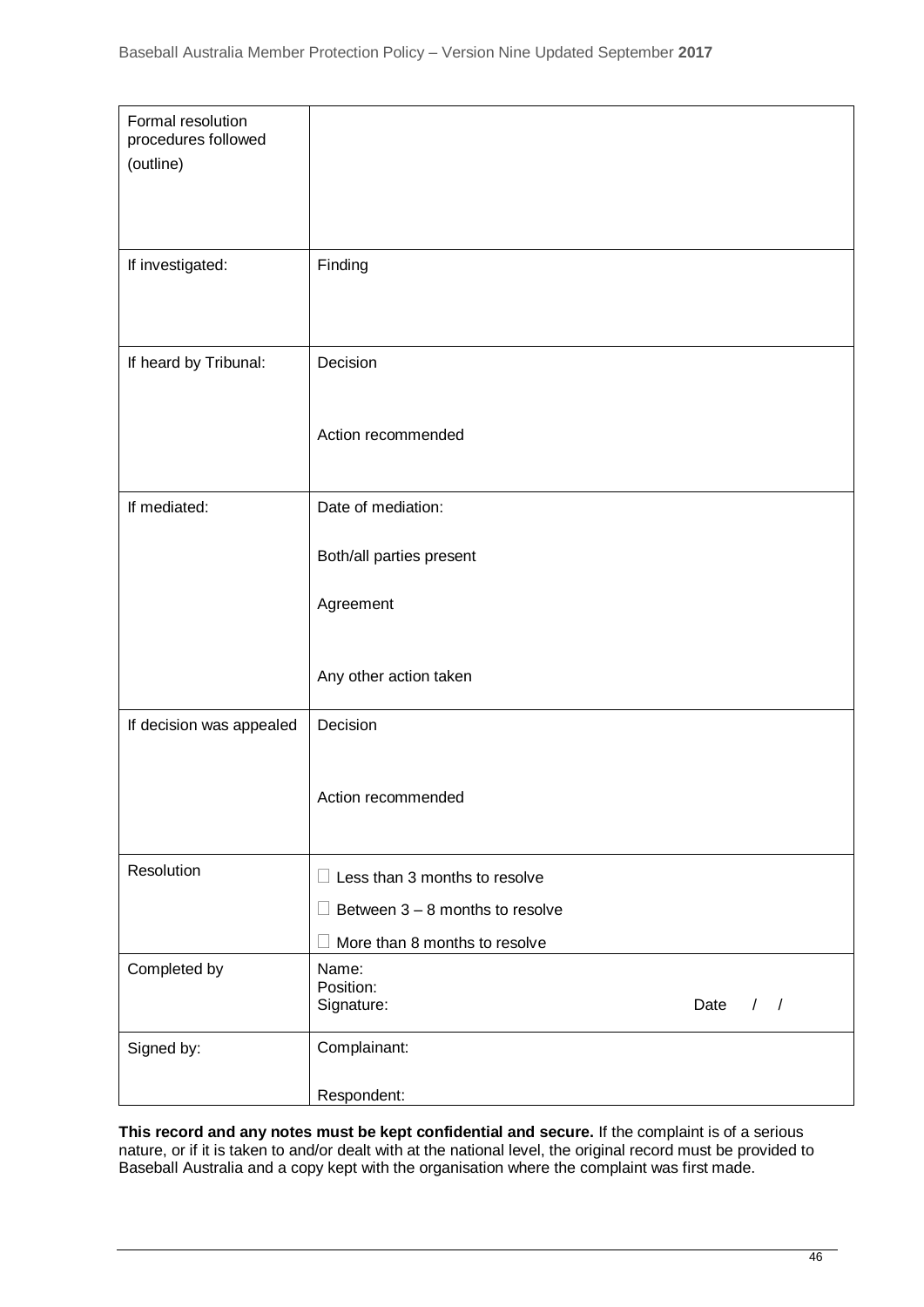| Formal resolution procedures followed (outline) | |
|---|---|
| If investigated: | Finding |
| If heard by Tribunal: | Decision<br><br>Action recommended |
| If mediated: | Date of mediation:<br><br>Both/all parties present<br><br>Agreement<br><br>Any other action taken |
| If decision was appealed | Decision<br><br>Action recommended |
| Resolution | ☐ Less than 3 months to resolve<br>☐ Between 3 – 8 months to resolve<br>☐ More than 8 months to resolve |
| Completed by | Name:<br>Position:<br>Signature: Date / / |
| Signed by: | Complainant:<br><br>Respondent: |

**This record and any notes must be kept confidential and secure.** If the complaint is of a serious nature, or if it is taken to and/or dealt with at the national level, the original record must be provided to Baseball Australia and a copy kept with the organisation where the complaint was first made.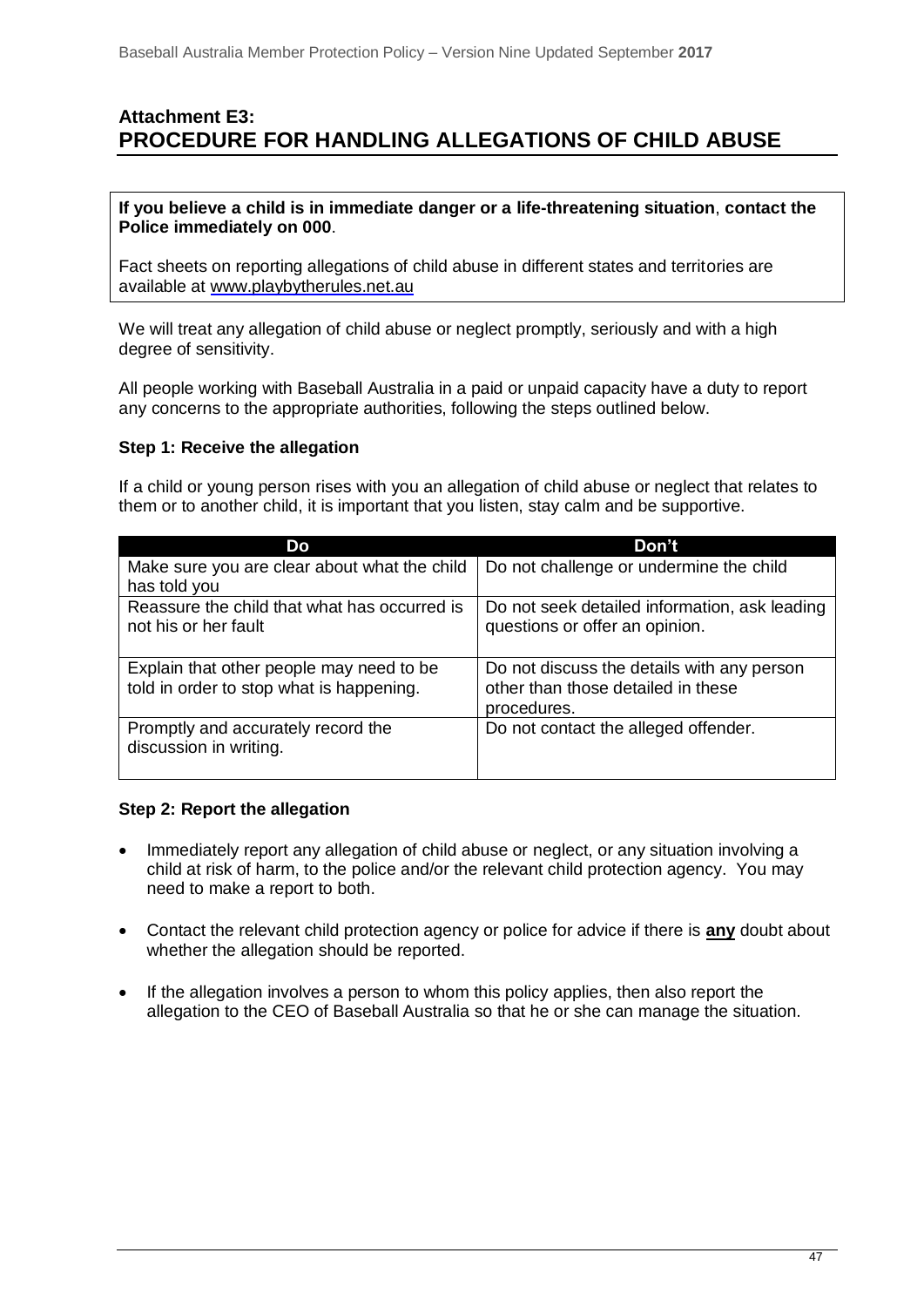## Attachment E3: PROCEDURE FOR HANDLING ALLEGATIONS OF CHILD ABUSE

**If you believe a child is in immediate danger or a life-threatening situation**, **contact the Police immediately on 000**.

Fact sheets on reporting allegations of child abuse in different states and territories are available at www.playbytherules.net.au

We will treat any allegation of child abuse or neglect promptly, seriously and with a high degree of sensitivity.

All people working with Baseball Australia in a paid or unpaid capacity have a duty to report any concerns to the appropriate authorities, following the steps outlined below.

### Step 1: Receive the allegation

If a child or young person rises with you an allegation of child abuse or neglect that relates to them or to another child, it is important that you listen, stay calm and be supportive.

| Do | Don't |
|---|---|
| Make sure you are clear about what the child has told you | Do not challenge or undermine the child |
| Reassure the child that what has occurred is not his or her fault | Do not seek detailed information, ask leading questions or offer an opinion. |
| Explain that other people may need to be told in order to stop what is happening. | Do not discuss the details with any person other than those detailed in these procedures. |
| Promptly and accurately record the discussion in writing. | Do not contact the alleged offender. |

### Step 2: Report the allegation

- Immediately report any allegation of child abuse or neglect, or any situation involving a child at risk of harm, to the police and/or the relevant child protection agency. You may need to make a report to both.
- Contact the relevant child protection agency or police for advice if there is **any** doubt about whether the allegation should be reported.
- If the allegation involves a person to whom this policy applies, then also report the allegation to the CEO of Baseball Australia so that he or she can manage the situation.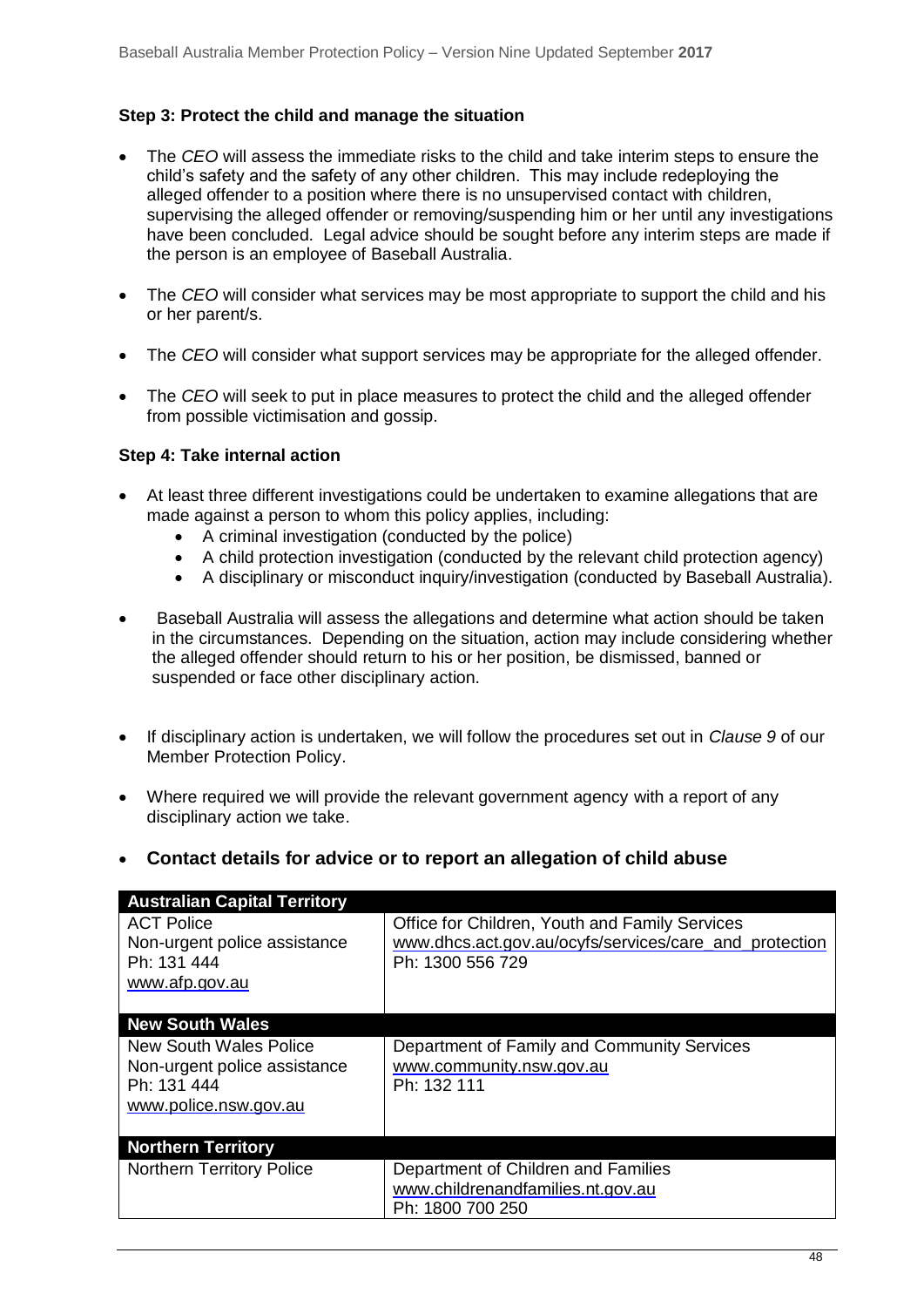### Step 3: Protect the child and manage the situation

- The *CEO* will assess the immediate risks to the child and take interim steps to ensure the child's safety and the safety of any other children. This may include redeploying the alleged offender to a position where there is no unsupervised contact with children, supervising the alleged offender or removing/suspending him or her until any investigations have been concluded. Legal advice should be sought before any interim steps are made if the person is an employee of Baseball Australia.
- The *CEO* will consider what services may be most appropriate to support the child and his or her parent/s.
- The *CEO* will consider what support services may be appropriate for the alleged offender.
- The *CEO* will seek to put in place measures to protect the child and the alleged offender from possible victimisation and gossip.

### Step 4: Take internal action

- At least three different investigations could be undertaken to examine allegations that are made against a person to whom this policy applies, including:
  - A criminal investigation (conducted by the police)
  - A child protection investigation (conducted by the relevant child protection agency)
  - A disciplinary or misconduct inquiry/investigation (conducted by Baseball Australia).
- Baseball Australia will assess the allegations and determine what action should be taken in the circumstances. Depending on the situation, action may include considering whether the alleged offender should return to his or her position, be dismissed, banned or suspended or face other disciplinary action.
- If disciplinary action is undertaken, we will follow the procedures set out in *Clause 9* of our Member Protection Policy.
- Where required we will provide the relevant government agency with a report of any disciplinary action we take.

- **Contact details for advice or to report an allegation of child abuse**

| **Australian Capital Territory** | |
|---|---|
| ACT Police<br>Non-urgent police assistance<br>Ph: 131 444<br>www.afp.gov.au | Office for Children, Youth and Family Services<br>www.dhcs.act.gov.au/ocyfs/services/care_and_protection<br>Ph: 1300 556 729 |
| **New South Wales** | |
| New South Wales Police<br>Non-urgent police assistance<br>Ph: 131 444<br>www.police.nsw.gov.au | Department of Family and Community Services<br>www.community.nsw.gov.au<br>Ph: 132 111 |
| **Northern Territory** | |
| Northern Territory Police | Department of Children and Families<br>www.childrenandfamilies.nt.gov.au<br>Ph: 1800 700 250 |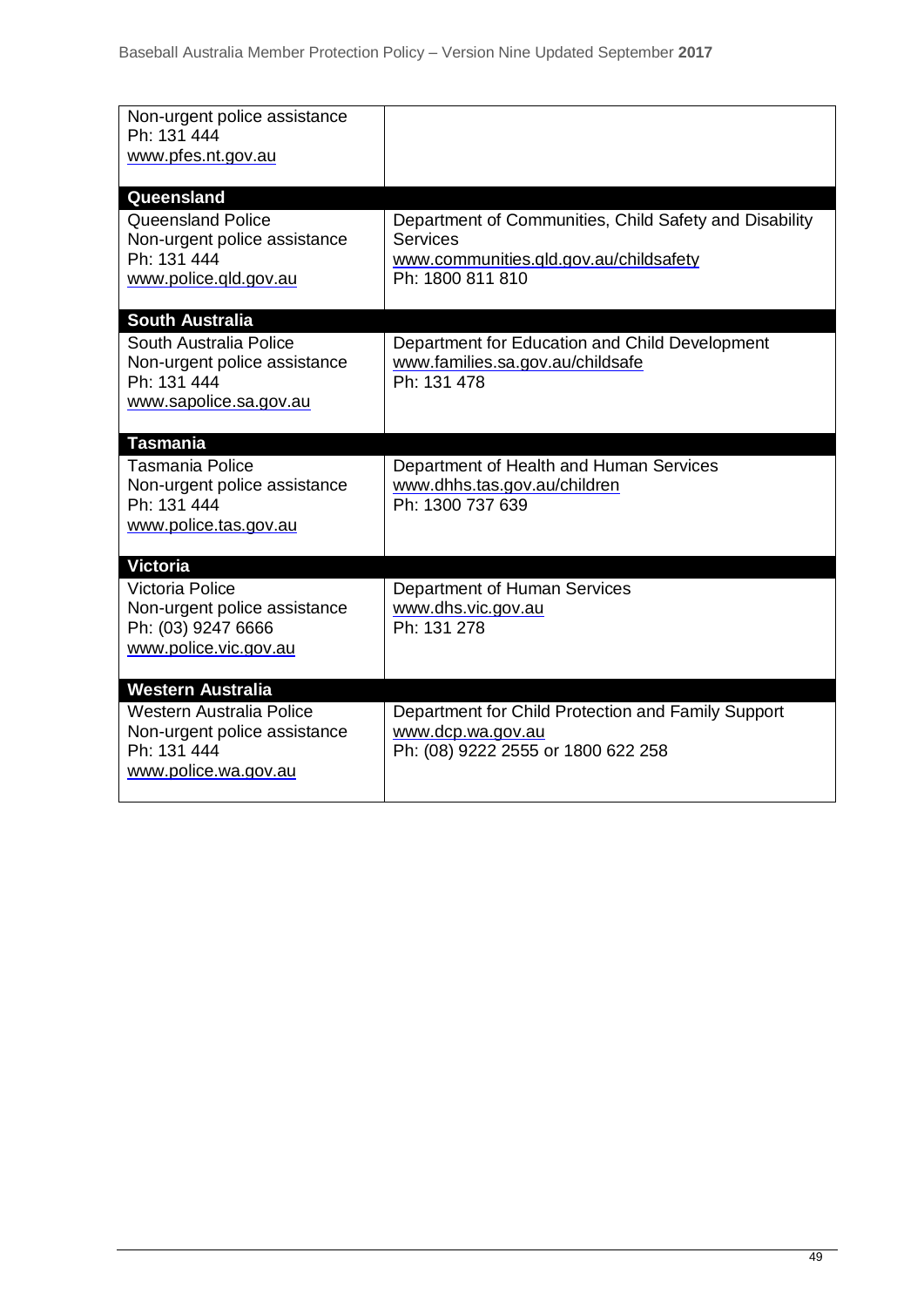| | |
|---|---|
| Non-urgent police assistance<br>Ph: 131 444<br>www.pfes.nt.gov.au | |
| **Queensland** | |
| Queensland Police<br>Non-urgent police assistance<br>Ph: 131 444<br>www.police.qld.gov.au | Department of Communities, Child Safety and Disability Services<br>www.communities.qld.gov.au/childsafety<br>Ph: 1800 811 810 |
| **South Australia** | |
| South Australia Police<br>Non-urgent police assistance<br>Ph: 131 444<br>www.sapolice.sa.gov.au | Department for Education and Child Development<br>www.families.sa.gov.au/childsafe<br>Ph: 131 478 |
| **Tasmania** | |
| Tasmania Police<br>Non-urgent police assistance<br>Ph: 131 444<br>www.police.tas.gov.au | Department of Health and Human Services<br>www.dhhs.tas.gov.au/children<br>Ph: 1300 737 639 |
| **Victoria** | |
| Victoria Police<br>Non-urgent police assistance<br>Ph: (03) 9247 6666<br>www.police.vic.gov.au | Department of Human Services<br>www.dhs.vic.gov.au<br>Ph: 131 278 |
| **Western Australia** | |
| Western Australia Police<br>Non-urgent police assistance<br>Ph: 131 444<br>www.police.wa.gov.au | Department for Child Protection and Family Support<br>www.dcp.wa.gov.au<br>Ph: (08) 9222 2555 or 1800 622 258 |